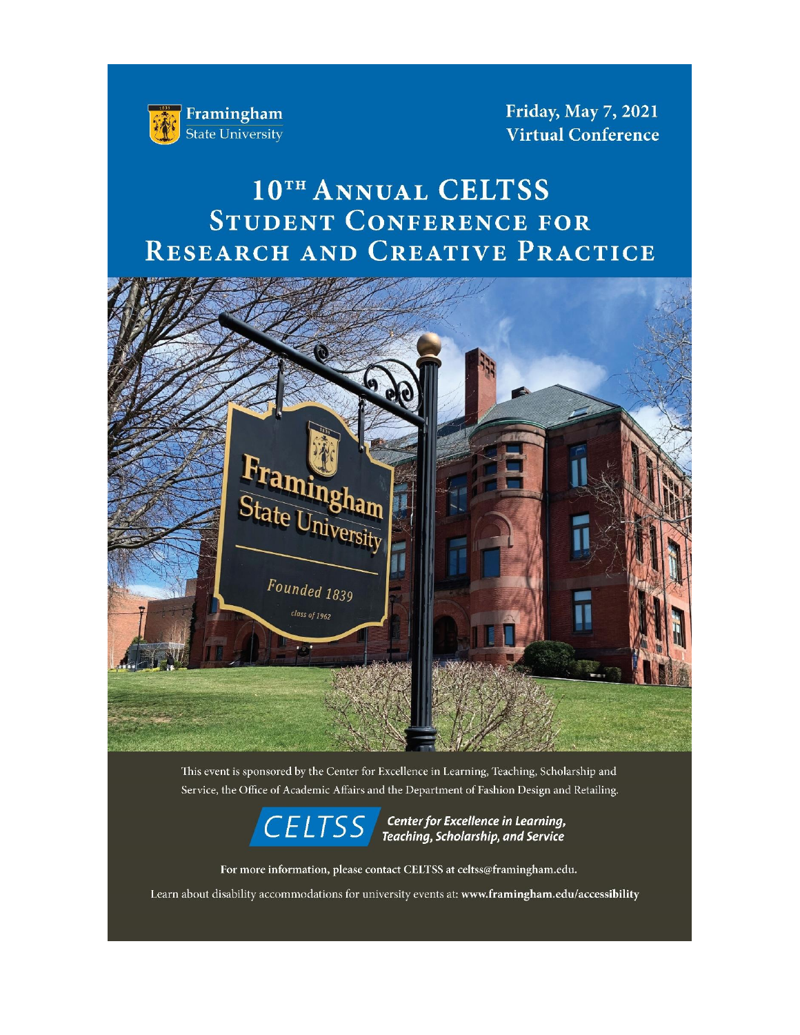Framingham State University

Friday, May 7, 2021
Virtual Conference

# 10TH ANNUAL CELTSS STUDENT CONFERENCE FOR RESEARCH AND CREATIVE PRACTICE

This event is sponsored by the Center for Excellence in Learning, Teaching, Scholarship and Service, the Office of Academic Affairs and the Department of Fashion Design and Retailing.

CELTSS *Center for Excellence in Learning, Teaching, Scholarship, and Service*

For more information, please contact CELTSS at celtss@framingham.edu.

Learn about disability accommodations for university events at: **www.framingham.edu/accessibility**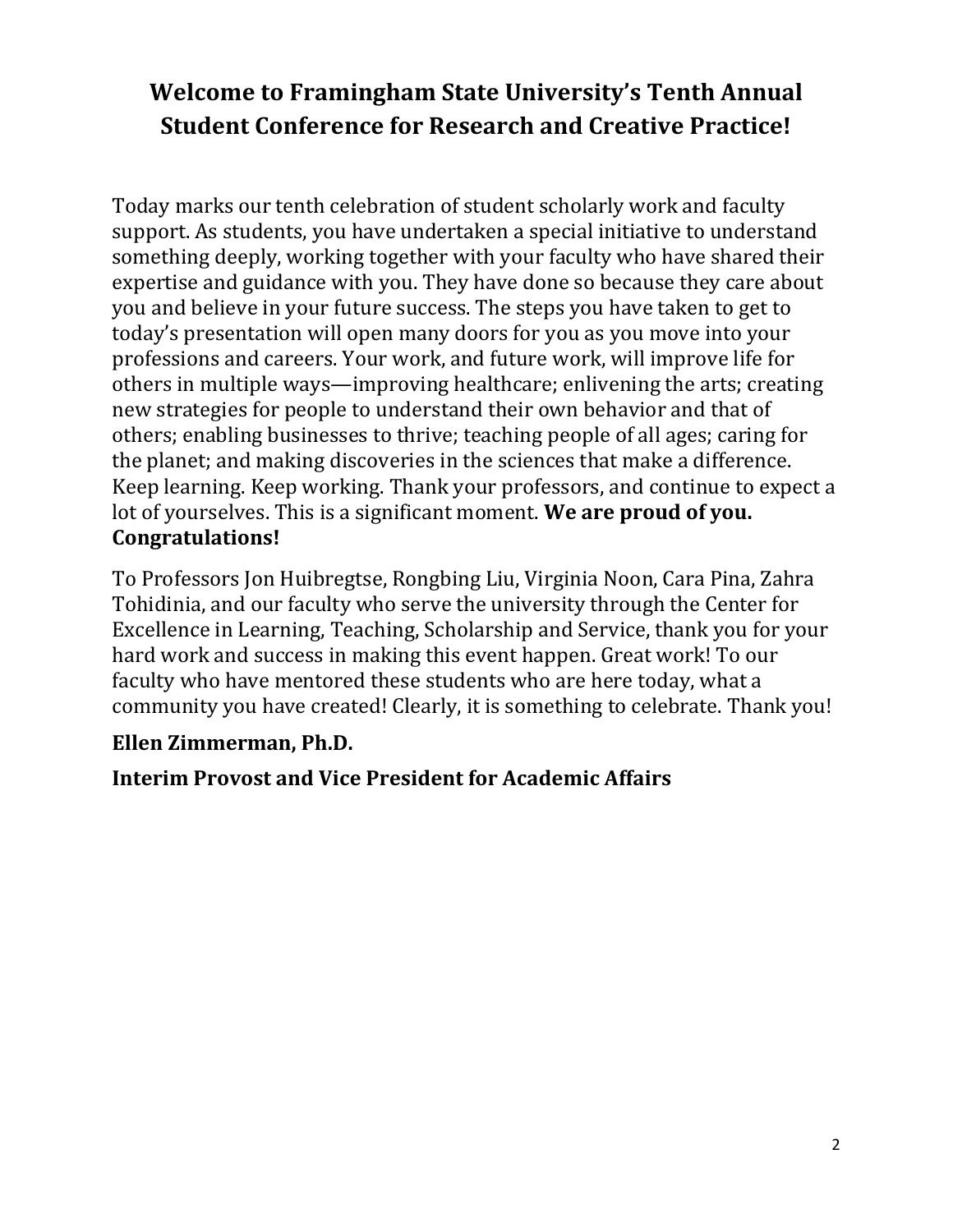# Welcome to Framingham State University's Tenth Annual Student Conference for Research and Creative Practice!

Today marks our tenth celebration of student scholarly work and faculty support. As students, you have undertaken a special initiative to understand something deeply, working together with your faculty who have shared their expertise and guidance with you. They have done so because they care about you and believe in your future success. The steps you have taken to get to today's presentation will open many doors for you as you move into your professions and careers. Your work, and future work, will improve life for others in multiple ways—improving healthcare; enlivening the arts; creating new strategies for people to understand their own behavior and that of others; enabling businesses to thrive; teaching people of all ages; caring for the planet; and making discoveries in the sciences that make a difference. Keep learning. Keep working. Thank your professors, and continue to expect a lot of yourselves. This is a significant moment. **We are proud of you. Congratulations!**

To Professors Jon Huibregtse, Rongbing Liu, Virginia Noon, Cara Pina, Zahra Tohidinia, and our faculty who serve the university through the Center for Excellence in Learning, Teaching, Scholarship and Service, thank you for your hard work and success in making this event happen. Great work! To our faculty who have mentored these students who are here today, what a community you have created! Clearly, it is something to celebrate. Thank you!

**Ellen Zimmerman, Ph.D.**

**Interim Provost and Vice President for Academic Affairs**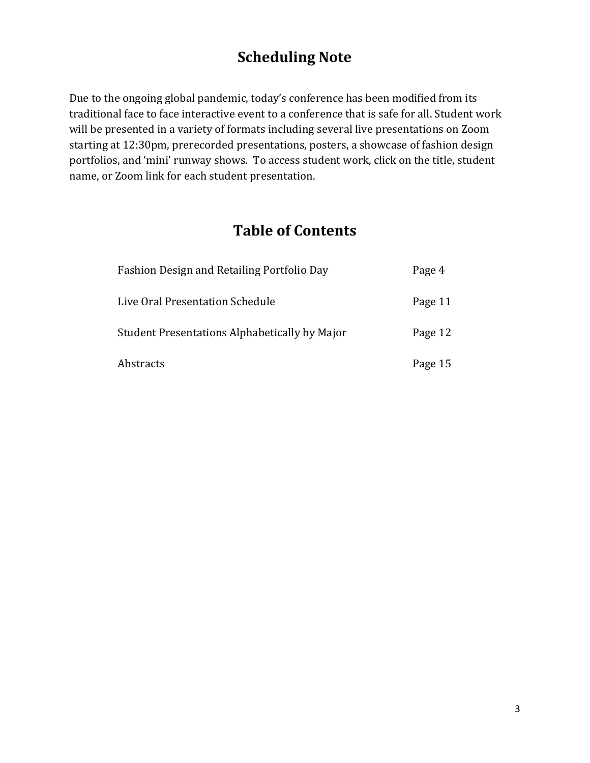## Scheduling Note

Due to the ongoing global pandemic, today's conference has been modified from its traditional face to face interactive event to a conference that is safe for all. Student work will be presented in a variety of formats including several live presentations on Zoom starting at 12:30pm, prerecorded presentations, posters, a showcase of fashion design portfolios, and 'mini' runway shows. To access student work, click on the title, student name, or Zoom link for each student presentation.

## Table of Contents

| | |
|---|---|
| Fashion Design and Retailing Portfolio Day | Page 4 |
| Live Oral Presentation Schedule | Page 11 |
| Student Presentations Alphabetically by Major | Page 12 |
| Abstracts | Page 15 |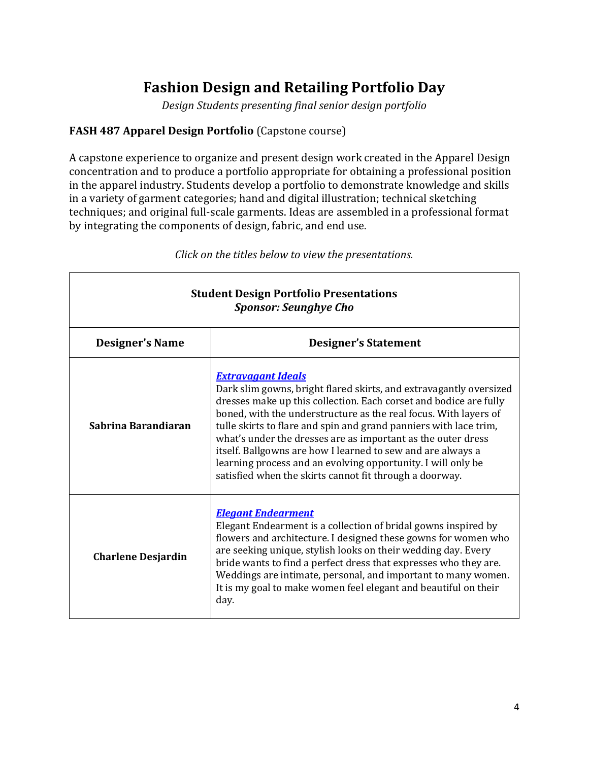# Fashion Design and Retailing Portfolio Day

*Design Students presenting final senior design portfolio*

**FASH 487 Apparel Design Portfolio** (Capstone course)

A capstone experience to organize and present design work created in the Apparel Design concentration and to produce a portfolio appropriate for obtaining a professional position in the apparel industry. Students develop a portfolio to demonstrate knowledge and skills in a variety of garment categories; hand and digital illustration; technical sketching techniques; and original full-scale garments. Ideas are assembled in a professional format by integrating the components of design, fabric, and end use.

*Click on the titles below to view the presentations.*

| **Student Design Portfolio Presentations** *Sponsor: Seunghye Cho* | |
|---|---|
| **Designer's Name** | **Designer's Statement** |
| **Sabrina Barandiaran** | ***Extravagant Ideals*** Dark slim gowns, bright flared skirts, and extravagantly oversized dresses make up this collection. Each corset and bodice are fully boned, with the understructure as the real focus. With layers of tulle skirts to flare and spin and grand panniers with lace trim, what's under the dresses are as important as the outer dress itself. Ballgowns are how I learned to sew and are always a learning process and an evolving opportunity. I will only be satisfied when the skirts cannot fit through a doorway. |
| **Charlene Desjardin** | ***Elegant Endearment*** Elegant Endearment is a collection of bridal gowns inspired by flowers and architecture. I designed these gowns for women who are seeking unique, stylish looks on their wedding day. Every bride wants to find a perfect dress that expresses who they are. Weddings are intimate, personal, and important to many women. It is my goal to make women feel elegant and beautiful on their day. |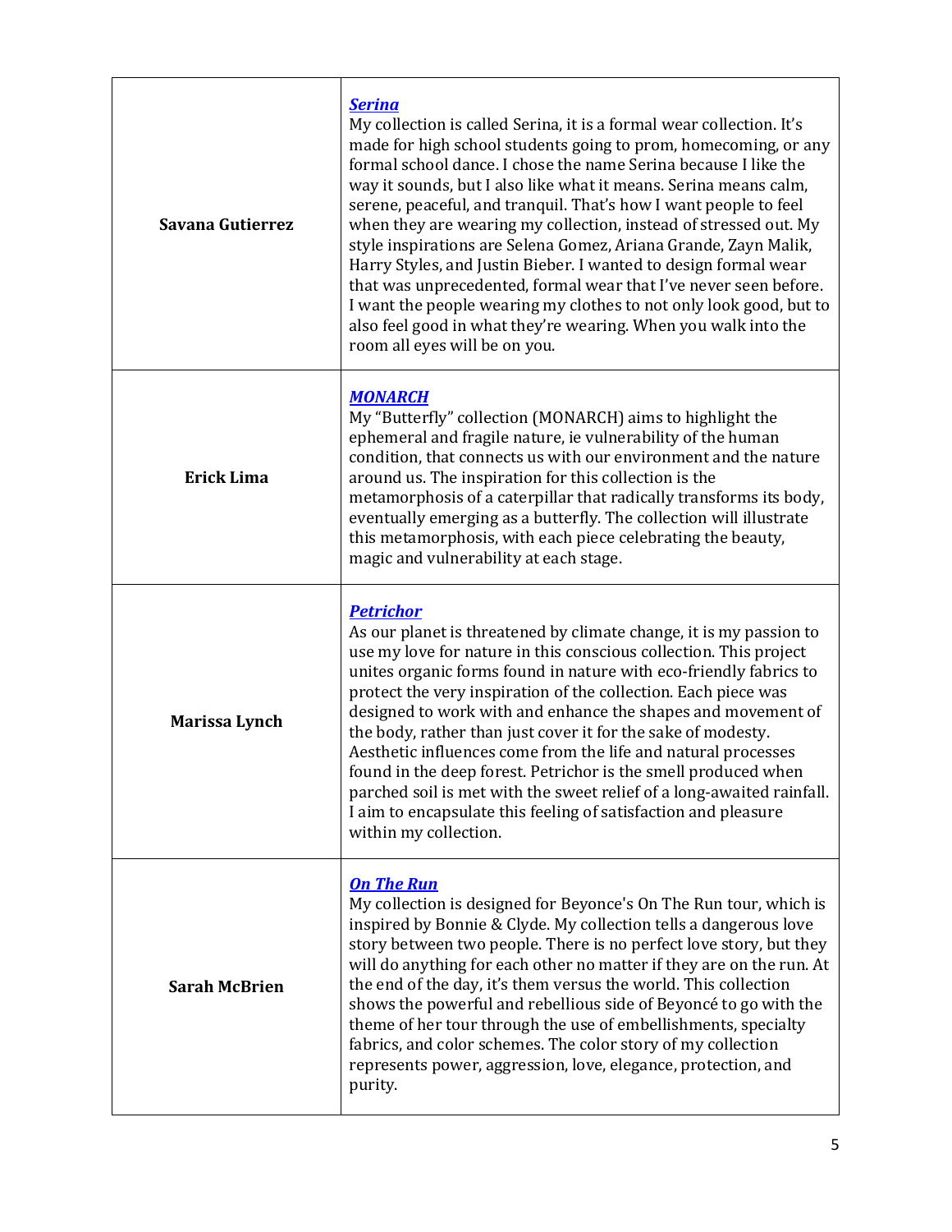| | |
|---|---|
| **Savana Gutierrez** | ***Serina*** My collection is called Serina, it is a formal wear collection. It's made for high school students going to prom, homecoming, or any formal school dance. I chose the name Serina because I like the way it sounds, but I also like what it means. Serina means calm, serene, peaceful, and tranquil. That's how I want people to feel when they are wearing my collection, instead of stressed out. My style inspirations are Selena Gomez, Ariana Grande, Zayn Malik, Harry Styles, and Justin Bieber. I wanted to design formal wear that was unprecedented, formal wear that I've never seen before. I want the people wearing my clothes to not only look good, but to also feel good in what they're wearing. When you walk into the room all eyes will be on you. |
| **Erick Lima** | ***MONARCH*** My "Butterfly" collection (MONARCH) aims to highlight the ephemeral and fragile nature, ie vulnerability of the human condition, that connects us with our environment and the nature around us. The inspiration for this collection is the metamorphosis of a caterpillar that radically transforms its body, eventually emerging as a butterfly. The collection will illustrate this metamorphosis, with each piece celebrating the beauty, magic and vulnerability at each stage. |
| **Marissa Lynch** | ***Petrichor*** As our planet is threatened by climate change, it is my passion to use my love for nature in this conscious collection. This project unites organic forms found in nature with eco-friendly fabrics to protect the very inspiration of the collection. Each piece was designed to work with and enhance the shapes and movement of the body, rather than just cover it for the sake of modesty. Aesthetic influences come from the life and natural processes found in the deep forest. Petrichor is the smell produced when parched soil is met with the sweet relief of a long-awaited rainfall. I aim to encapsulate this feeling of satisfaction and pleasure within my collection. |
| **Sarah McBrien** | ***On The Run*** My collection is designed for Beyonce's On The Run tour, which is inspired by Bonnie & Clyde. My collection tells a dangerous love story between two people. There is no perfect love story, but they will do anything for each other no matter if they are on the run. At the end of the day, it's them versus the world. This collection shows the powerful and rebellious side of Beyoncé to go with the theme of her tour through the use of embellishments, specialty fabrics, and color schemes. The color story of my collection represents power, aggression, love, elegance, protection, and purity. |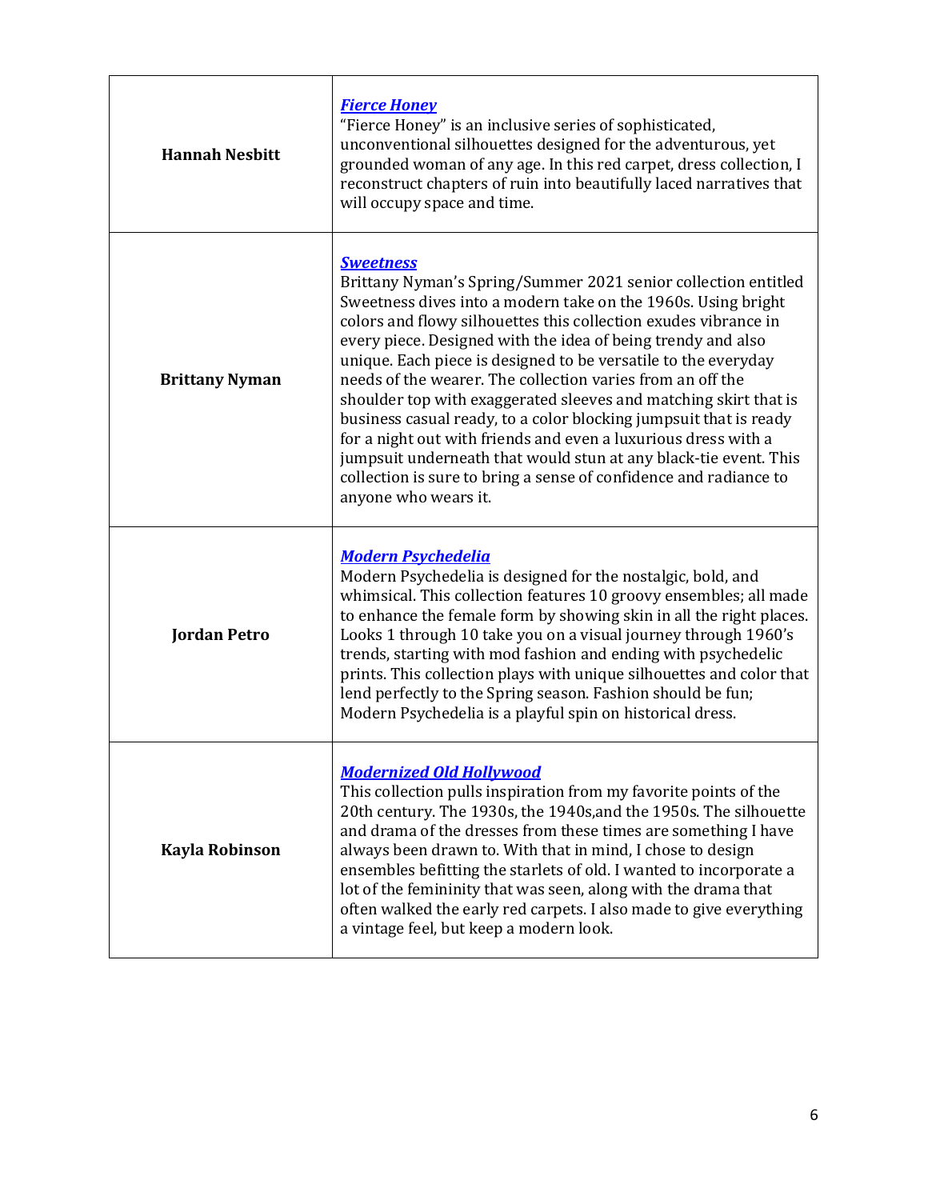| | |
|---|---|
| **Hannah Nesbitt** | ***Fierce Honey***<br>"Fierce Honey" is an inclusive series of sophisticated, unconventional silhouettes designed for the adventurous, yet grounded woman of any age. In this red carpet, dress collection, I reconstruct chapters of ruin into beautifully laced narratives that will occupy space and time. |
| **Brittany Nyman** | ***Sweetness***<br>Brittany Nyman's Spring/Summer 2021 senior collection entitled Sweetness dives into a modern take on the 1960s. Using bright colors and flowy silhouettes this collection exudes vibrance in every piece. Designed with the idea of being trendy and also unique. Each piece is designed to be versatile to the everyday needs of the wearer. The collection varies from an off the shoulder top with exaggerated sleeves and matching skirt that is business casual ready, to a color blocking jumpsuit that is ready for a night out with friends and even a luxurious dress with a jumpsuit underneath that would stun at any black-tie event. This collection is sure to bring a sense of confidence and radiance to anyone who wears it. |
| **Jordan Petro** | ***Modern Psychedelia***<br>Modern Psychedelia is designed for the nostalgic, bold, and whimsical. This collection features 10 groovy ensembles; all made to enhance the female form by showing skin in all the right places. Looks 1 through 10 take you on a visual journey through 1960's trends, starting with mod fashion and ending with psychedelic prints. This collection plays with unique silhouettes and color that lend perfectly to the Spring season. Fashion should be fun; Modern Psychedelia is a playful spin on historical dress. |
| **Kayla Robinson** | ***Modernized Old Hollywood***<br>This collection pulls inspiration from my favorite points of the 20th century. The 1930s, the 1940s,and the 1950s. The silhouette and drama of the dresses from these times are something I have always been drawn to. With that in mind, I chose to design ensembles befitting the starlets of old. I wanted to incorporate a lot of the femininity that was seen, along with the drama that often walked the early red carpets. I also made to give everything a vintage feel, but keep a modern look. |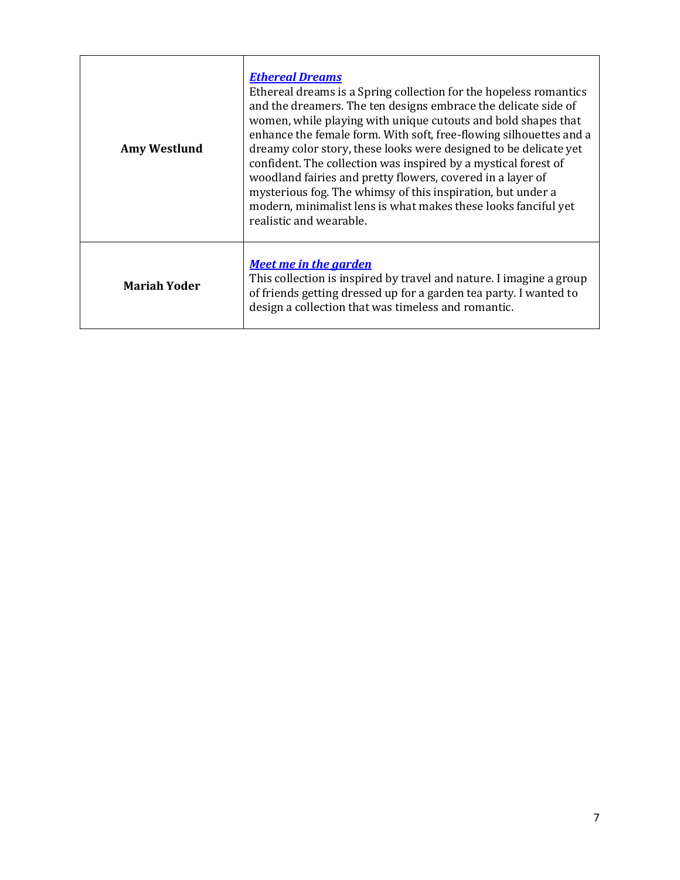| | |
|---|---|
| **Amy Westlund** | ***Ethereal Dreams***<br>Ethereal dreams is a Spring collection for the hopeless romantics and the dreamers. The ten designs embrace the delicate side of women, while playing with unique cutouts and bold shapes that enhance the female form. With soft, free-flowing silhouettes and a dreamy color story, these looks were designed to be delicate yet confident. The collection was inspired by a mystical forest of woodland fairies and pretty flowers, covered in a layer of mysterious fog. The whimsy of this inspiration, but under a modern, minimalist lens is what makes these looks fanciful yet realistic and wearable. |
| **Mariah Yoder** | ***Meet me in the garden***<br>This collection is inspired by travel and nature. I imagine a group of friends getting dressed up for a garden tea party. I wanted to design a collection that was timeless and romantic. |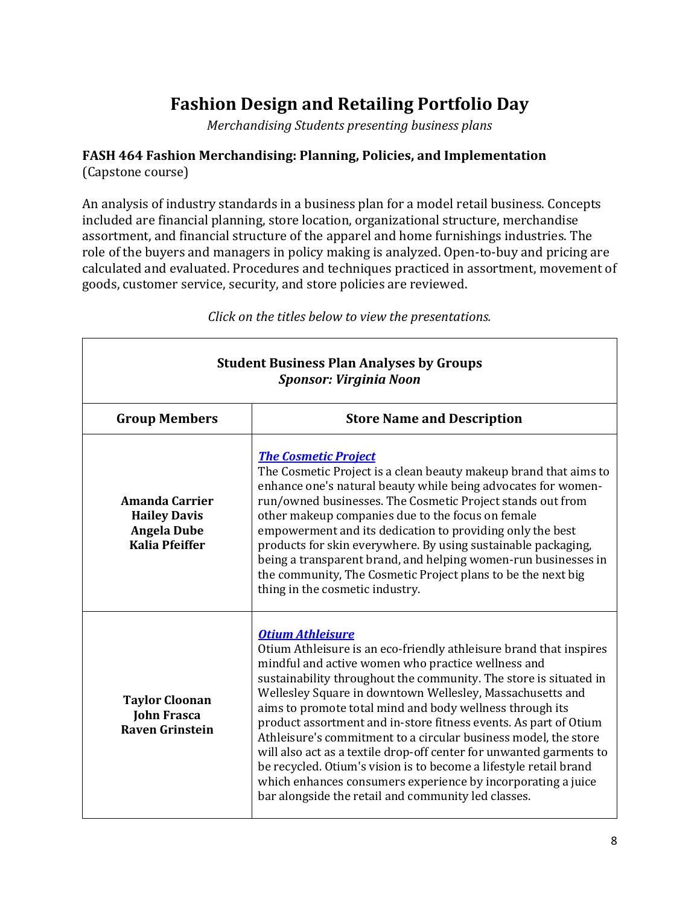# Fashion Design and Retailing Portfolio Day

*Merchandising Students presenting business plans*

### FASH 464 Fashion Merchandising: Planning, Policies, and Implementation

(Capstone course)

An analysis of industry standards in a business plan for a model retail business. Concepts included are financial planning, store location, organizational structure, merchandise assortment, and financial structure of the apparel and home furnishings industries. The role of the buyers and managers in policy making is analyzed. Open-to-buy and pricing are calculated and evaluated. Procedures and techniques practiced in assortment, movement of goods, customer service, security, and store policies are reviewed.

*Click on the titles below to view the presentations.*

| **Student Business Plan Analyses by Groups** *Sponsor: Virginia Noon* | |
|---|---|
| **Group Members** | **Store Name and Description** |
| **Amanda Carrier**<br>**Hailey Davis**<br>**Angela Dube**<br>**Kalia Pfeiffer** | ***The Cosmetic Project***<br>The Cosmetic Project is a clean beauty makeup brand that aims to enhance one's natural beauty while being advocates for women-run/owned businesses. The Cosmetic Project stands out from other makeup companies due to the focus on female empowerment and its dedication to providing only the best products for skin everywhere. By using sustainable packaging, being a transparent brand, and helping women-run businesses in the community, The Cosmetic Project plans to be the next big thing in the cosmetic industry. |
| **Taylor Cloonan**<br>**John Frasca**<br>**Raven Grinstein** | ***Otium Athleisure***<br>Otium Athleisure is an eco-friendly athleisure brand that inspires mindful and active women who practice wellness and sustainability throughout the community. The store is situated in Wellesley Square in downtown Wellesley, Massachusetts and aims to promote total mind and body wellness through its product assortment and in-store fitness events. As part of Otium Athleisure's commitment to a circular business model, the store will also act as a textile drop-off center for unwanted garments to be recycled. Otium's vision is to become a lifestyle retail brand which enhances consumers experience by incorporating a juice bar alongside the retail and community led classes. |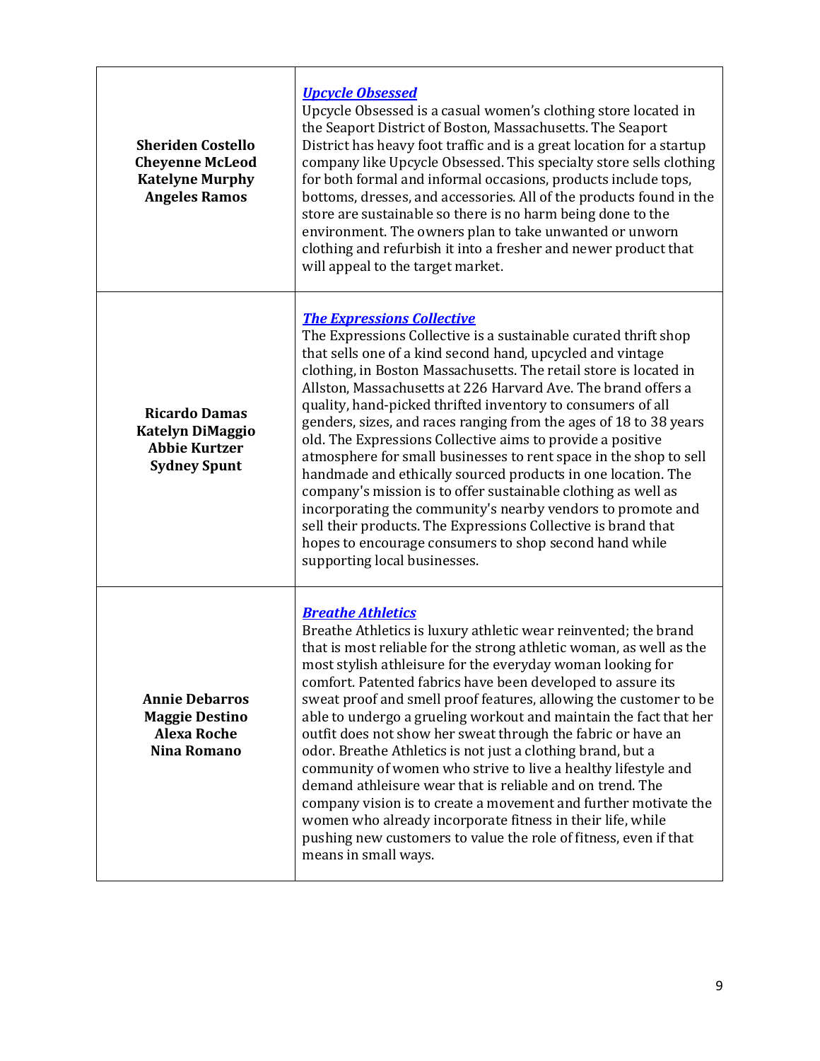| | |
|---|---|
| **Sheriden Costello**<br>**Cheyenne McLeod**<br>**Katelyne Murphy**<br>**Angeles Ramos** | ***Upcycle Obsessed***<br>Upcycle Obsessed is a casual women's clothing store located in the Seaport District of Boston, Massachusetts. The Seaport District has heavy foot traffic and is a great location for a startup company like Upcycle Obsessed. This specialty store sells clothing for both formal and informal occasions, products include tops, bottoms, dresses, and accessories. All of the products found in the store are sustainable so there is no harm being done to the environment. The owners plan to take unwanted or unworn clothing and refurbish it into a fresher and newer product that will appeal to the target market. |
| **Ricardo Damas**<br>**Katelyn DiMaggio**<br>**Abbie Kurtzer**<br>**Sydney Spunt** | ***The Expressions Collective***<br>The Expressions Collective is a sustainable curated thrift shop that sells one of a kind second hand, upcycled and vintage clothing, in Boston Massachusetts. The retail store is located in Allston, Massachusetts at 226 Harvard Ave. The brand offers a quality, hand-picked thrifted inventory to consumers of all genders, sizes, and races ranging from the ages of 18 to 38 years old. The Expressions Collective aims to provide a positive atmosphere for small businesses to rent space in the shop to sell handmade and ethically sourced products in one location. The company's mission is to offer sustainable clothing as well as incorporating the community's nearby vendors to promote and sell their products. The Expressions Collective is brand that hopes to encourage consumers to shop second hand while supporting local businesses. |
| **Annie Debarros**<br>**Maggie Destino**<br>**Alexa Roche**<br>**Nina Romano** | ***Breathe Athletics***<br>Breathe Athletics is luxury athletic wear reinvented; the brand that is most reliable for the strong athletic woman, as well as the most stylish athleisure for the everyday woman looking for comfort. Patented fabrics have been developed to assure its sweat proof and smell proof features, allowing the customer to be able to undergo a grueling workout and maintain the fact that her outfit does not show her sweat through the fabric or have an odor. Breathe Athletics is not just a clothing brand, but a community of women who strive to live a healthy lifestyle and demand athleisure wear that is reliable and on trend. The company vision is to create a movement and further motivate the women who already incorporate fitness in their life, while pushing new customers to value the role of fitness, even if that means in small ways. |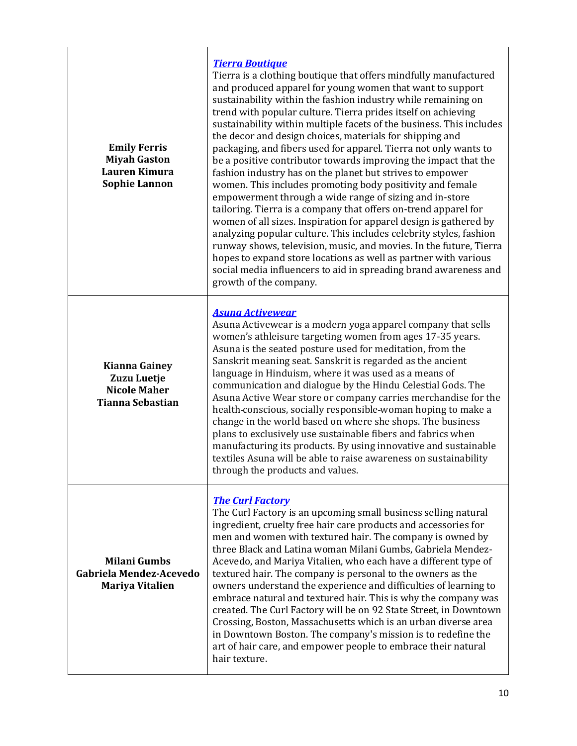| | |
|---|---|
| **Emily Ferris**<br>**Miyah Gaston**<br>**Lauren Kimura**<br>**Sophie Lannon** | ***Tierra Boutique***<br>Tierra is a clothing boutique that offers mindfully manufactured and produced apparel for young women that want to support sustainability within the fashion industry while remaining on trend with popular culture. Tierra prides itself on achieving sustainability within multiple facets of the business. This includes the decor and design choices, materials for shipping and packaging, and fibers used for apparel. Tierra not only wants to be a positive contributor towards improving the impact that the fashion industry has on the planet but strives to empower women. This includes promoting body positivity and female empowerment through a wide range of sizing and in-store tailoring. Tierra is a company that offers on-trend apparel for women of all sizes. Inspiration for apparel design is gathered by analyzing popular culture. This includes celebrity styles, fashion runway shows, television, music, and movies. In the future, Tierra hopes to expand store locations as well as partner with various social media influencers to aid in spreading brand awareness and growth of the company. |
| **Kianna Gainey**<br>**Zuzu Luetje**<br>**Nicole Maher**<br>**Tianna Sebastian** | ***Asuna Activewear***<br>Asuna Activewear is a modern yoga apparel company that sells women's athleisure targeting women from ages 17-35 years. Asuna is the seated posture used for meditation, from the Sanskrit meaning seat. Sanskrit is regarded as the ancient language in Hinduism, where it was used as a means of communication and dialogue by the Hindu Celestial Gods. The Asuna Active Wear store or company carries merchandise for the health-conscious, socially responsible-woman hoping to make a change in the world based on where she shops. The business plans to exclusively use sustainable fibers and fabrics when manufacturing its products. By using innovative and sustainable textiles Asuna will be able to raise awareness on sustainability through the products and values. |
| **Milani Gumbs**<br>**Gabriela Mendez-Acevedo**<br>**Mariya Vitalien** | ***The Curl Factory***<br>The Curl Factory is an upcoming small business selling natural ingredient, cruelty free hair care products and accessories for men and women with textured hair. The company is owned by three Black and Latina woman Milani Gumbs, Gabriela Mendez-Acevedo, and Mariya Vitalien, who each have a different type of textured hair. The company is personal to the owners as the owners understand the experience and difficulties of learning to embrace natural and textured hair. This is why the company was created. The Curl Factory will be on 92 State Street, in Downtown Crossing, Boston, Massachusetts which is an urban diverse area in Downtown Boston. The company's mission is to redefine the art of hair care, and empower people to embrace their natural hair texture. |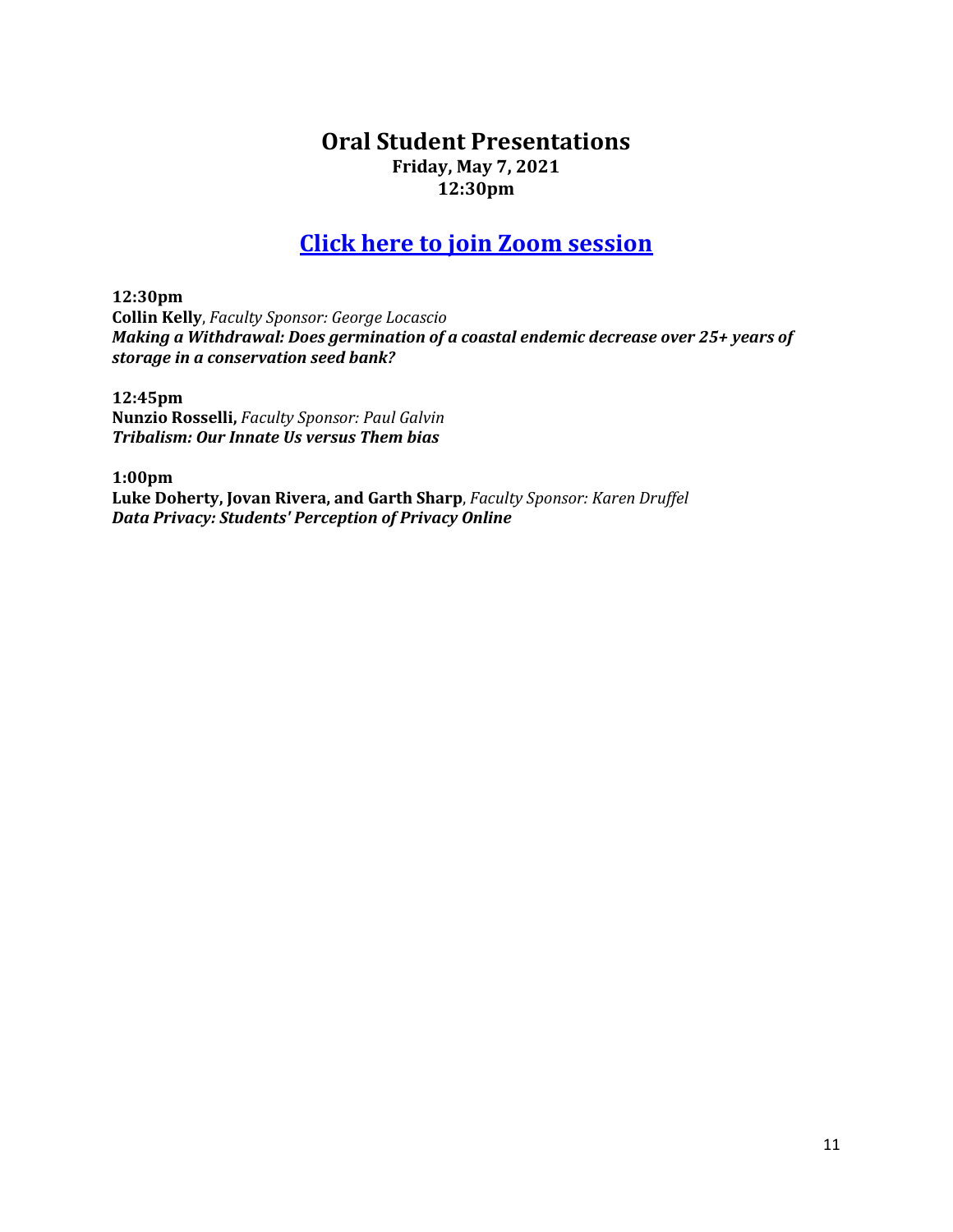# Oral Student Presentations

**Friday, May 7, 2021**
**12:30pm**

## Click here to join Zoom session

**12:30pm**
**Collin Kelly**, *Faculty Sponsor: George Locascio*
***Making a Withdrawal: Does germination of a coastal endemic decrease over 25+ years of storage in a conservation seed bank?***

**12:45pm**
**Nunzio Rosselli,** *Faculty Sponsor: Paul Galvin*
***Tribalism: Our Innate Us versus Them bias***

**1:00pm**
**Luke Doherty, Jovan Rivera, and Garth Sharp**, *Faculty Sponsor: Karen Druffel*
***Data Privacy: Students' Perception of Privacy Online***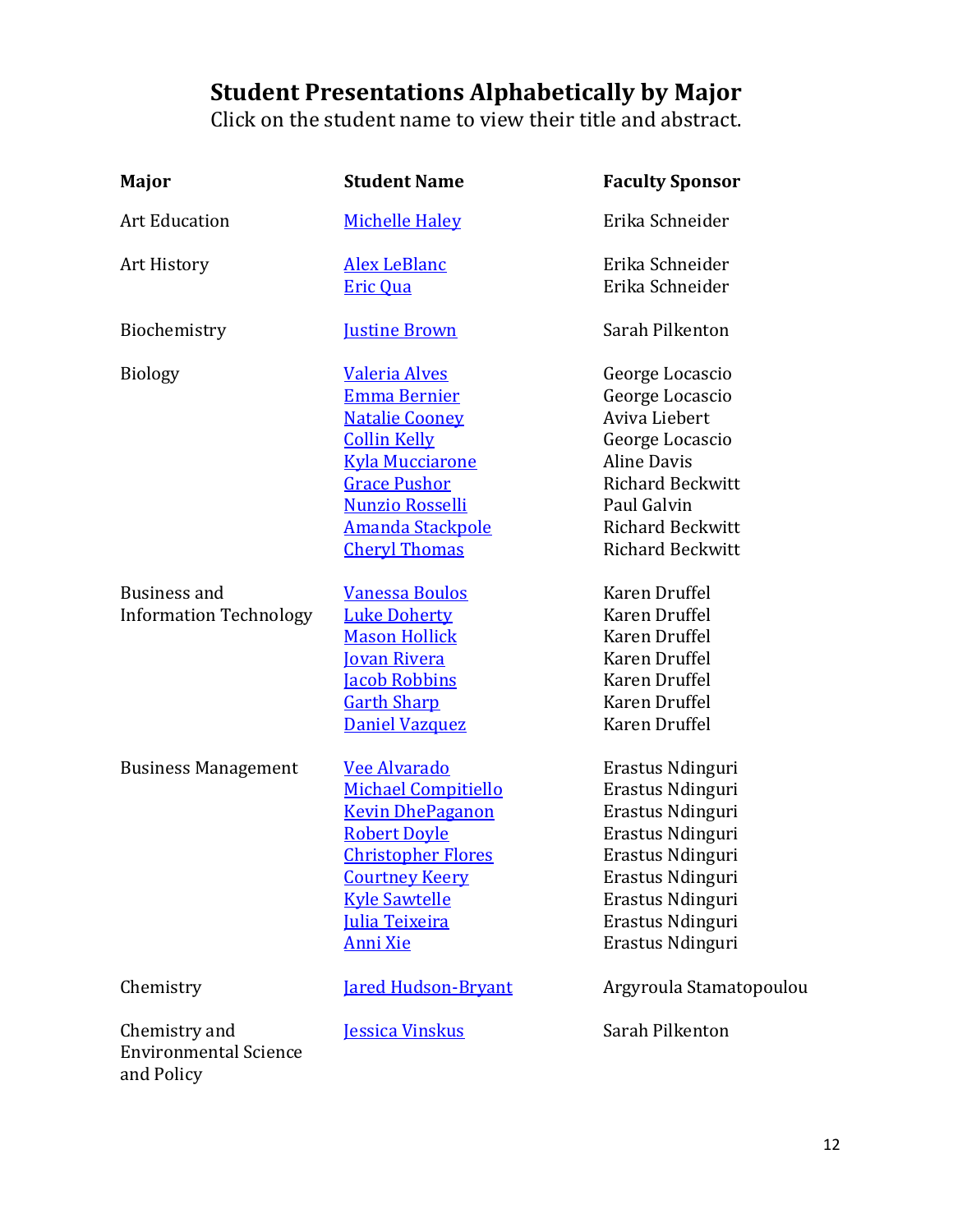## Student Presentations Alphabetically by Major

Click on the student name to view their title and abstract.

| Major | Student Name | Faculty Sponsor |
|---|---|---|
| Art Education | Michelle Haley | Erika Schneider |
| Art History | Alex LeBlanc | Erika Schneider |
| | Eric Qua | Erika Schneider |
| Biochemistry | Justine Brown | Sarah Pilkenton |
| Biology | Valeria Alves | George Locascio |
| | Emma Bernier | George Locascio |
| | Natalie Cooney | Aviva Liebert |
| | Collin Kelly | George Locascio |
| | Kyla Mucciarone | Aline Davis |
| | Grace Pushor | Richard Beckwitt |
| | Nunzio Rosselli | Paul Galvin |
| | Amanda Stackpole | Richard Beckwitt |
| | Cheryl Thomas | Richard Beckwitt |
| Business and Information Technology | Vanessa Boulos | Karen Druffel |
| | Luke Doherty | Karen Druffel |
| | Mason Hollick | Karen Druffel |
| | Jovan Rivera | Karen Druffel |
| | Jacob Robbins | Karen Druffel |
| | Garth Sharp | Karen Druffel |
| | Daniel Vazquez | Karen Druffel |
| Business Management | Vee Alvarado | Erastus Ndinguri |
| | Michael Compitiello | Erastus Ndinguri |
| | Kevin DhePaganon | Erastus Ndinguri |
| | Robert Doyle | Erastus Ndinguri |
| | Christopher Flores | Erastus Ndinguri |
| | Courtney Keery | Erastus Ndinguri |
| | Kyle Sawtelle | Erastus Ndinguri |
| | Julia Teixeira | Erastus Ndinguri |
| | Anni Xie | Erastus Ndinguri |
| Chemistry | Jared Hudson-Bryant | Argyroula Stamatopoulou |
| Chemistry and Environmental Science and Policy | Jessica Vinskus | Sarah Pilkenton |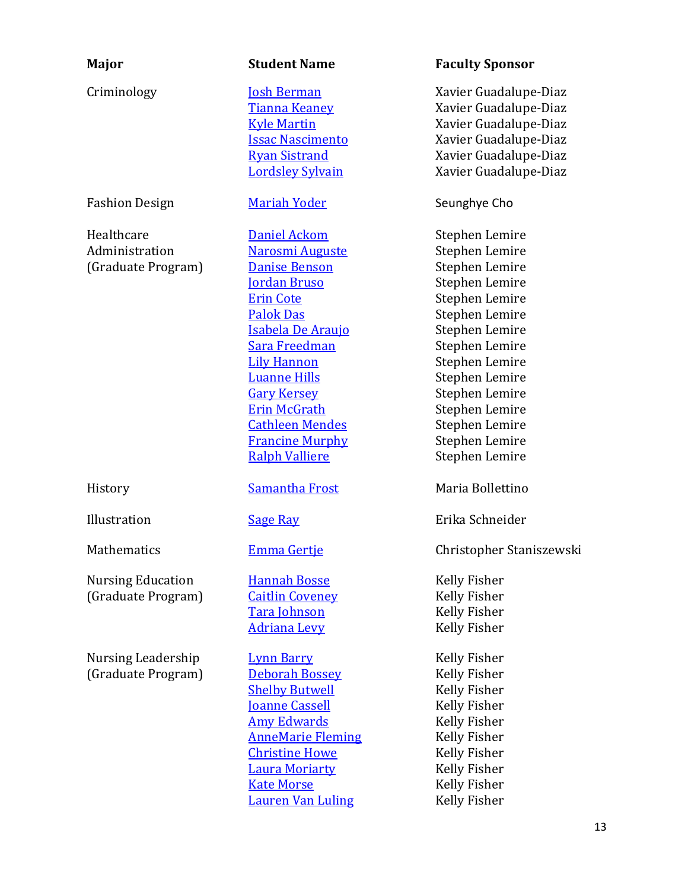| Major | Student Name | Faculty Sponsor |
| --- | --- | --- |
| Criminology | Josh Berman | Xavier Guadalupe-Diaz |
| | Tianna Keaney | Xavier Guadalupe-Diaz |
| | Kyle Martin | Xavier Guadalupe-Diaz |
| | Issac Nascimento | Xavier Guadalupe-Diaz |
| | Ryan Sistrand | Xavier Guadalupe-Diaz |
| | Lordsley Sylvain | Xavier Guadalupe-Diaz |
| Fashion Design | Mariah Yoder | Seunghye Cho |
| Healthcare Administration (Graduate Program) | Daniel Ackom | Stephen Lemire |
| | Narosmi Auguste | Stephen Lemire |
| | Danise Benson | Stephen Lemire |
| | Jordan Bruso | Stephen Lemire |
| | Erin Cote | Stephen Lemire |
| | Palok Das | Stephen Lemire |
| | Isabela De Araujo | Stephen Lemire |
| | Sara Freedman | Stephen Lemire |
| | Lily Hannon | Stephen Lemire |
| | Luanne Hills | Stephen Lemire |
| | Gary Kersey | Stephen Lemire |
| | Erin McGrath | Stephen Lemire |
| | Cathleen Mendes | Stephen Lemire |
| | Francine Murphy | Stephen Lemire |
| | Ralph Valliere | Stephen Lemire |
| History | Samantha Frost | Maria Bollettino |
| Illustration | Sage Ray | Erika Schneider |
| Mathematics | Emma Gertje | Christopher Staniszewski |
| Nursing Education (Graduate Program) | Hannah Bosse | Kelly Fisher |
| | Caitlin Coveney | Kelly Fisher |
| | Tara Johnson | Kelly Fisher |
| | Adriana Levy | Kelly Fisher |
| Nursing Leadership (Graduate Program) | Lynn Barry | Kelly Fisher |
| | Deborah Bossey | Kelly Fisher |
| | Shelby Butwell | Kelly Fisher |
| | Joanne Cassell | Kelly Fisher |
| | Amy Edwards | Kelly Fisher |
| | AnneMarie Fleming | Kelly Fisher |
| | Christine Howe | Kelly Fisher |
| | Laura Moriarty | Kelly Fisher |
| | Kate Morse | Kelly Fisher |
| | Lauren Van Luling | Kelly Fisher |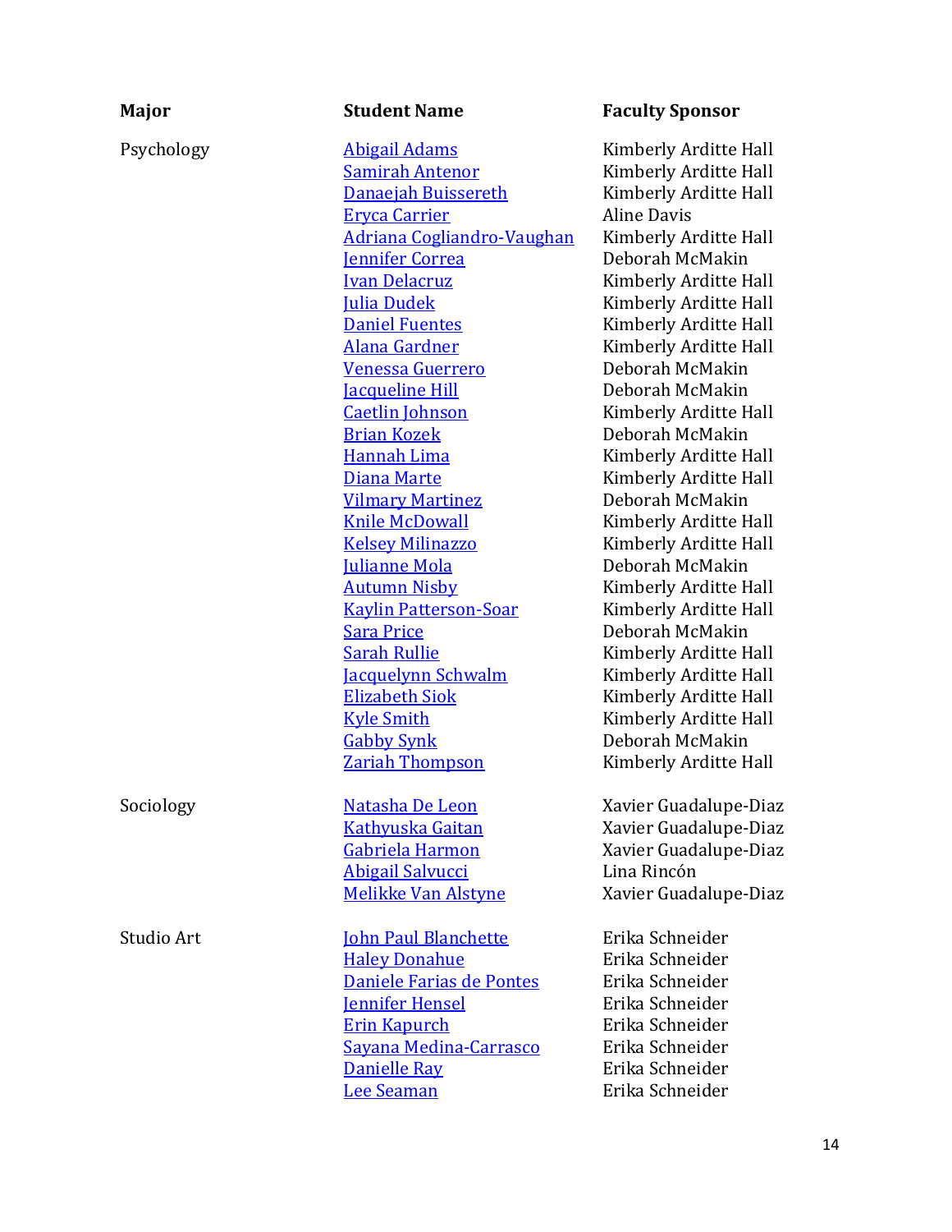| Major | Student Name | Faculty Sponsor |
|---|---|---|
| Psychology | Abigail Adams | Kimberly Arditte Hall |
| | Samirah Antenor | Kimberly Arditte Hall |
| | Danaejah Buissereth | Kimberly Arditte Hall |
| | Eryca Carrier | Aline Davis |
| | Adriana Cogliandro-Vaughan | Kimberly Arditte Hall |
| | Jennifer Correa | Deborah McMakin |
| | Ivan Delacruz | Kimberly Arditte Hall |
| | Julia Dudek | Kimberly Arditte Hall |
| | Daniel Fuentes | Kimberly Arditte Hall |
| | Alana Gardner | Kimberly Arditte Hall |
| | Venessa Guerrero | Deborah McMakin |
| | Jacqueline Hill | Deborah McMakin |
| | Caetlin Johnson | Kimberly Arditte Hall |
| | Brian Kozek | Deborah McMakin |
| | Hannah Lima | Kimberly Arditte Hall |
| | Diana Marte | Kimberly Arditte Hall |
| | Vilmary Martinez | Deborah McMakin |
| | Knile McDowall | Kimberly Arditte Hall |
| | Kelsey Milinazzo | Kimberly Arditte Hall |
| | Julianne Mola | Deborah McMakin |
| | Autumn Nisby | Kimberly Arditte Hall |
| | Kaylin Patterson-Soar | Kimberly Arditte Hall |
| | Sara Price | Deborah McMakin |
| | Sarah Rullie | Kimberly Arditte Hall |
| | Jacquelynn Schwalm | Kimberly Arditte Hall |
| | Elizabeth Siok | Kimberly Arditte Hall |
| | Kyle Smith | Kimberly Arditte Hall |
| | Gabby Synk | Deborah McMakin |
| | Zariah Thompson | Kimberly Arditte Hall |
| Sociology | Natasha De Leon | Xavier Guadalupe-Diaz |
| | Kathyuska Gaitan | Xavier Guadalupe-Diaz |
| | Gabriela Harmon | Xavier Guadalupe-Diaz |
| | Abigail Salvucci | Lina Rincón |
| | Melikke Van Alstyne | Xavier Guadalupe-Diaz |
| Studio Art | John Paul Blanchette | Erika Schneider |
| | Haley Donahue | Erika Schneider |
| | Daniele Farias de Pontes | Erika Schneider |
| | Jennifer Hensel | Erika Schneider |
| | Erin Kapurch | Erika Schneider |
| | Sayana Medina-Carrasco | Erika Schneider |
| | Danielle Ray | Erika Schneider |
| | Lee Seaman | Erika Schneider |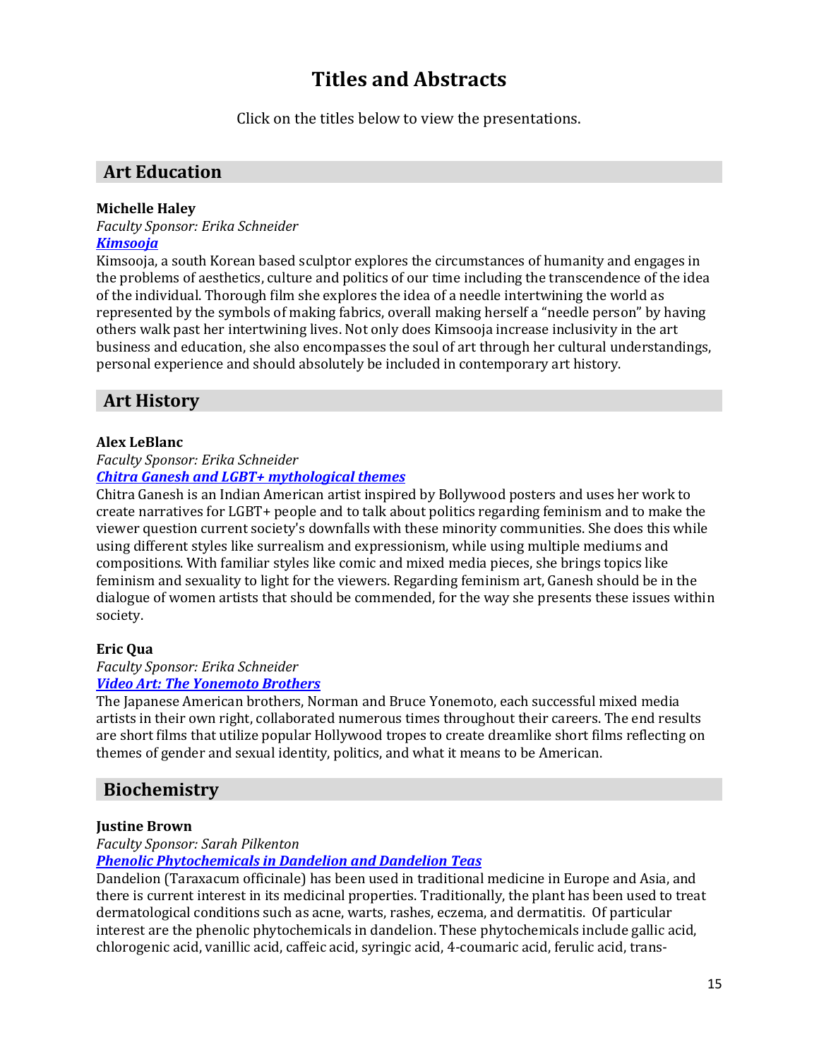# Titles and Abstracts

Click on the titles below to view the presentations.

## Art Education

**Michelle Haley**
*Faculty Sponsor: Erika Schneider*
***Kimsooja***

Kimsooja, a south Korean based sculptor explores the circumstances of humanity and engages in the problems of aesthetics, culture and politics of our time including the transcendence of the idea of the individual. Thorough film she explores the idea of a needle intertwining the world as represented by the symbols of making fabrics, overall making herself a "needle person" by having others walk past her intertwining lives. Not only does Kimsooja increase inclusivity in the art business and education, she also encompasses the soul of art through her cultural understandings, personal experience and should absolutely be included in contemporary art history.

## Art History

**Alex LeBlanc**
*Faculty Sponsor: Erika Schneider*
***Chitra Ganesh and LGBT+ mythological themes***

Chitra Ganesh is an Indian American artist inspired by Bollywood posters and uses her work to create narratives for LGBT+ people and to talk about politics regarding feminism and to make the viewer question current society's downfalls with these minority communities. She does this while using different styles like surrealism and expressionism, while using multiple mediums and compositions. With familiar styles like comic and mixed media pieces, she brings topics like feminism and sexuality to light for the viewers. Regarding feminism art, Ganesh should be in the dialogue of women artists that should be commended, for the way she presents these issues within society.

**Eric Qua**
*Faculty Sponsor: Erika Schneider*
***Video Art: The Yonemoto Brothers***

The Japanese American brothers, Norman and Bruce Yonemoto, each successful mixed media artists in their own right, collaborated numerous times throughout their careers. The end results are short films that utilize popular Hollywood tropes to create dreamlike short films reflecting on themes of gender and sexual identity, politics, and what it means to be American.

## Biochemistry

**Justine Brown**
*Faculty Sponsor: Sarah Pilkenton*
***Phenolic Phytochemicals in Dandelion and Dandelion Teas***

Dandelion (Taraxacum officinale) has been used in traditional medicine in Europe and Asia, and there is current interest in its medicinal properties. Traditionally, the plant has been used to treat dermatological conditions such as acne, warts, rashes, eczema, and dermatitis. Of particular interest are the phenolic phytochemicals in dandelion. These phytochemicals include gallic acid, chlorogenic acid, vanillic acid, caffeic acid, syringic acid, 4-coumaric acid, ferulic acid, trans-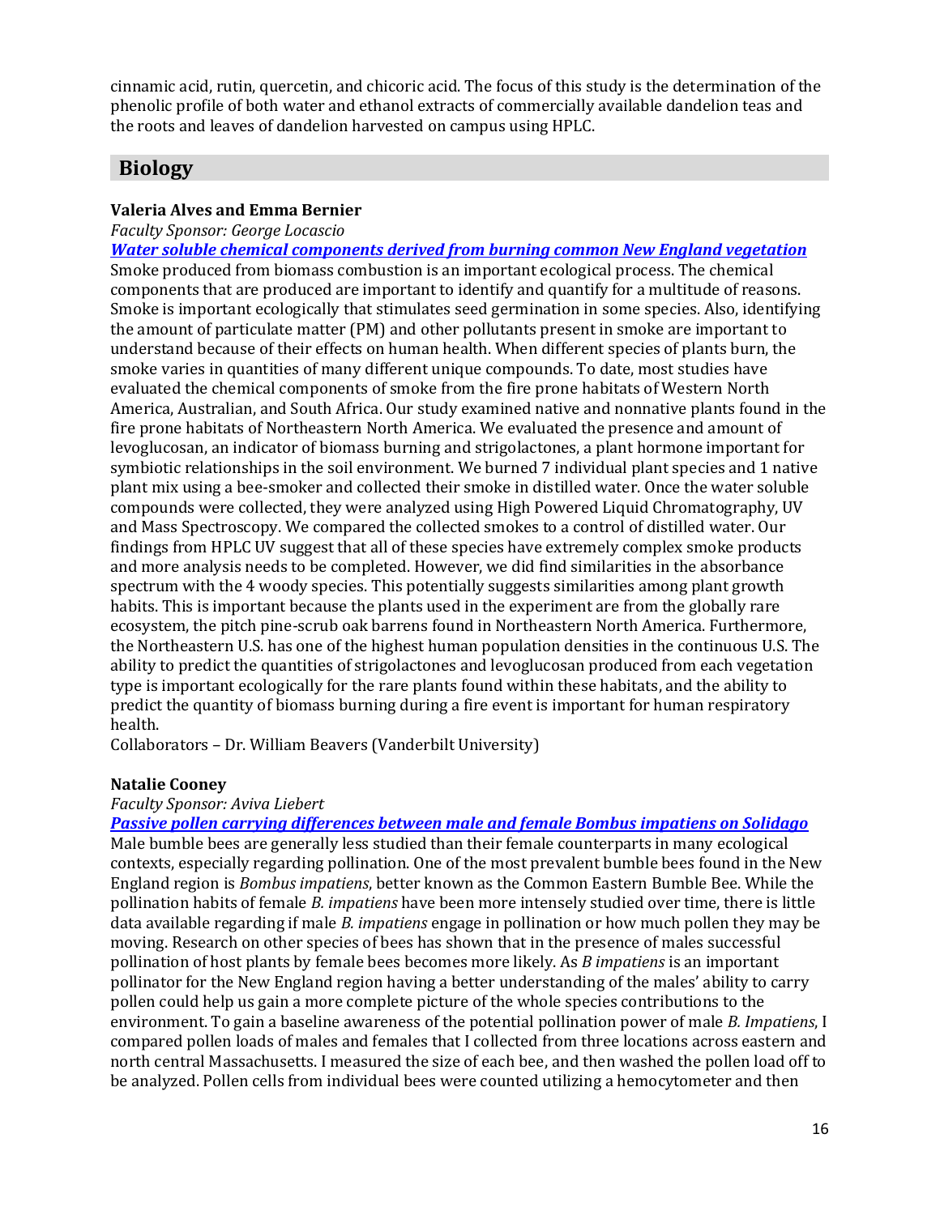cinnamic acid, rutin, quercetin, and chicoric acid. The focus of this study is the determination of the phenolic profile of both water and ethanol extracts of commercially available dandelion teas and the roots and leaves of dandelion harvested on campus using HPLC.

## Biology

**Valeria Alves and Emma Bernier**
*Faculty Sponsor: George Locascio*
***Water soluble chemical components derived from burning common New England vegetation***
Smoke produced from biomass combustion is an important ecological process. The chemical components that are produced are important to identify and quantify for a multitude of reasons. Smoke is important ecologically that stimulates seed germination in some species. Also, identifying the amount of particulate matter (PM) and other pollutants present in smoke are important to understand because of their effects on human health. When different species of plants burn, the smoke varies in quantities of many different unique compounds. To date, most studies have evaluated the chemical components of smoke from the fire prone habitats of Western North America, Australian, and South Africa. Our study examined native and nonnative plants found in the fire prone habitats of Northeastern North America. We evaluated the presence and amount of levoglucosan, an indicator of biomass burning and strigolactones, a plant hormone important for symbiotic relationships in the soil environment. We burned 7 individual plant species and 1 native plant mix using a bee-smoker and collected their smoke in distilled water. Once the water soluble compounds were collected, they were analyzed using High Powered Liquid Chromatography, UV and Mass Spectroscopy. We compared the collected smokes to a control of distilled water. Our findings from HPLC UV suggest that all of these species have extremely complex smoke products and more analysis needs to be completed. However, we did find similarities in the absorbance spectrum with the 4 woody species. This potentially suggests similarities among plant growth habits. This is important because the plants used in the experiment are from the globally rare ecosystem, the pitch pine-scrub oak barrens found in Northeastern North America. Furthermore, the Northeastern U.S. has one of the highest human population densities in the continuous U.S. The ability to predict the quantities of strigolactones and levoglucosan produced from each vegetation type is important ecologically for the rare plants found within these habitats, and the ability to predict the quantity of biomass burning during a fire event is important for human respiratory health.
Collaborators – Dr. William Beavers (Vanderbilt University)

**Natalie Cooney**
*Faculty Sponsor: Aviva Liebert*
***Passive pollen carrying differences between male and female Bombus impatiens on Solidago***
Male bumble bees are generally less studied than their female counterparts in many ecological contexts, especially regarding pollination. One of the most prevalent bumble bees found in the New England region is *Bombus impatiens*, better known as the Common Eastern Bumble Bee. While the pollination habits of female *B. impatiens* have been more intensely studied over time, there is little data available regarding if male *B. impatiens* engage in pollination or how much pollen they may be moving. Research on other species of bees has shown that in the presence of males successful pollination of host plants by female bees becomes more likely. As *B impatiens* is an important pollinator for the New England region having a better understanding of the males' ability to carry pollen could help us gain a more complete picture of the whole species contributions to the environment. To gain a baseline awareness of the potential pollination power of male *B. Impatiens*, I compared pollen loads of males and females that I collected from three locations across eastern and north central Massachusetts. I measured the size of each bee, and then washed the pollen load off to be analyzed. Pollen cells from individual bees were counted utilizing a hemocytometer and then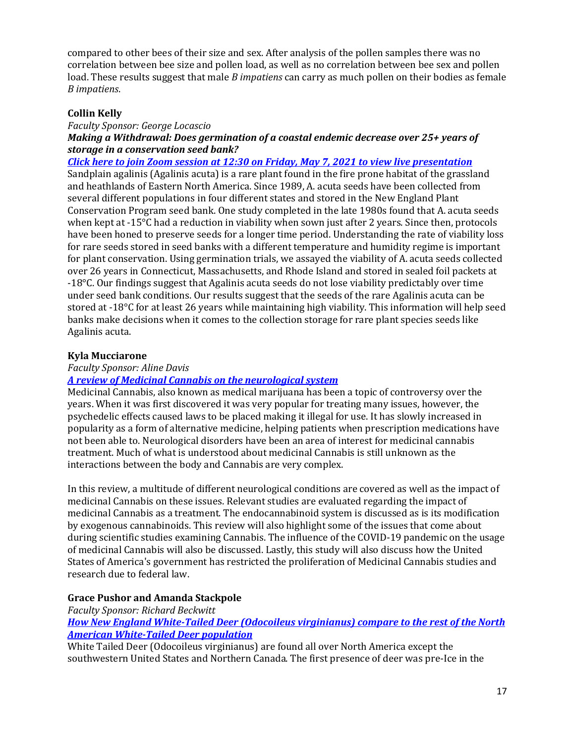compared to other bees of their size and sex. After analysis of the pollen samples there was no correlation between bee size and pollen load, as well as no correlation between bee sex and pollen load. These results suggest that male *B impatiens* can carry as much pollen on their bodies as female *B impatiens*.

**Collin Kelly**

*Faculty Sponsor: George Locascio*

***Making a Withdrawal: Does germination of a coastal endemic decrease over 25+ years of storage in a conservation seed bank?***

***Click here to join Zoom session at 12:30 on Friday, May 7, 2021 to view live presentation***

Sandplain agalinis (Agalinis acuta) is a rare plant found in the fire prone habitat of the grassland and heathlands of Eastern North America. Since 1989, A. acuta seeds have been collected from several different populations in four different states and stored in the New England Plant Conservation Program seed bank. One study completed in the late 1980s found that A. acuta seeds when kept at -15°C had a reduction in viability when sown just after 2 years. Since then, protocols have been honed to preserve seeds for a longer time period. Understanding the rate of viability loss for rare seeds stored in seed banks with a different temperature and humidity regime is important for plant conservation. Using germination trials, we assayed the viability of A. acuta seeds collected over 26 years in Connecticut, Massachusetts, and Rhode Island and stored in sealed foil packets at -18°C. Our findings suggest that Agalinis acuta seeds do not lose viability predictably over time under seed bank conditions. Our results suggest that the seeds of the rare Agalinis acuta can be stored at -18°C for at least 26 years while maintaining high viability. This information will help seed banks make decisions when it comes to the collection storage for rare plant species seeds like Agalinis acuta.

**Kyla Mucciarone**

*Faculty Sponsor: Aline Davis*

***A review of Medicinal Cannabis on the neurological system***

Medicinal Cannabis, also known as medical marijuana has been a topic of controversy over the years. When it was first discovered it was very popular for treating many issues, however, the psychedelic effects caused laws to be placed making it illegal for use. It has slowly increased in popularity as a form of alternative medicine, helping patients when prescription medications have not been able to. Neurological disorders have been an area of interest for medicinal cannabis treatment. Much of what is understood about medicinal Cannabis is still unknown as the interactions between the body and Cannabis are very complex.

In this review, a multitude of different neurological conditions are covered as well as the impact of medicinal Cannabis on these issues. Relevant studies are evaluated regarding the impact of medicinal Cannabis as a treatment. The endocannabinoid system is discussed as is its modification by exogenous cannabinoids. This review will also highlight some of the issues that come about during scientific studies examining Cannabis. The influence of the COVID-19 pandemic on the usage of medicinal Cannabis will also be discussed. Lastly, this study will also discuss how the United States of America's government has restricted the proliferation of Medicinal Cannabis studies and research due to federal law.

**Grace Pushor and Amanda Stackpole**

*Faculty Sponsor: Richard Beckwitt*

***How New England White-Tailed Deer (Odocoileus virginianus) compare to the rest of the North American White-Tailed Deer population***

White Tailed Deer (Odocoileus virginianus) are found all over North America except the southwestern United States and Northern Canada. The first presence of deer was pre-Ice in the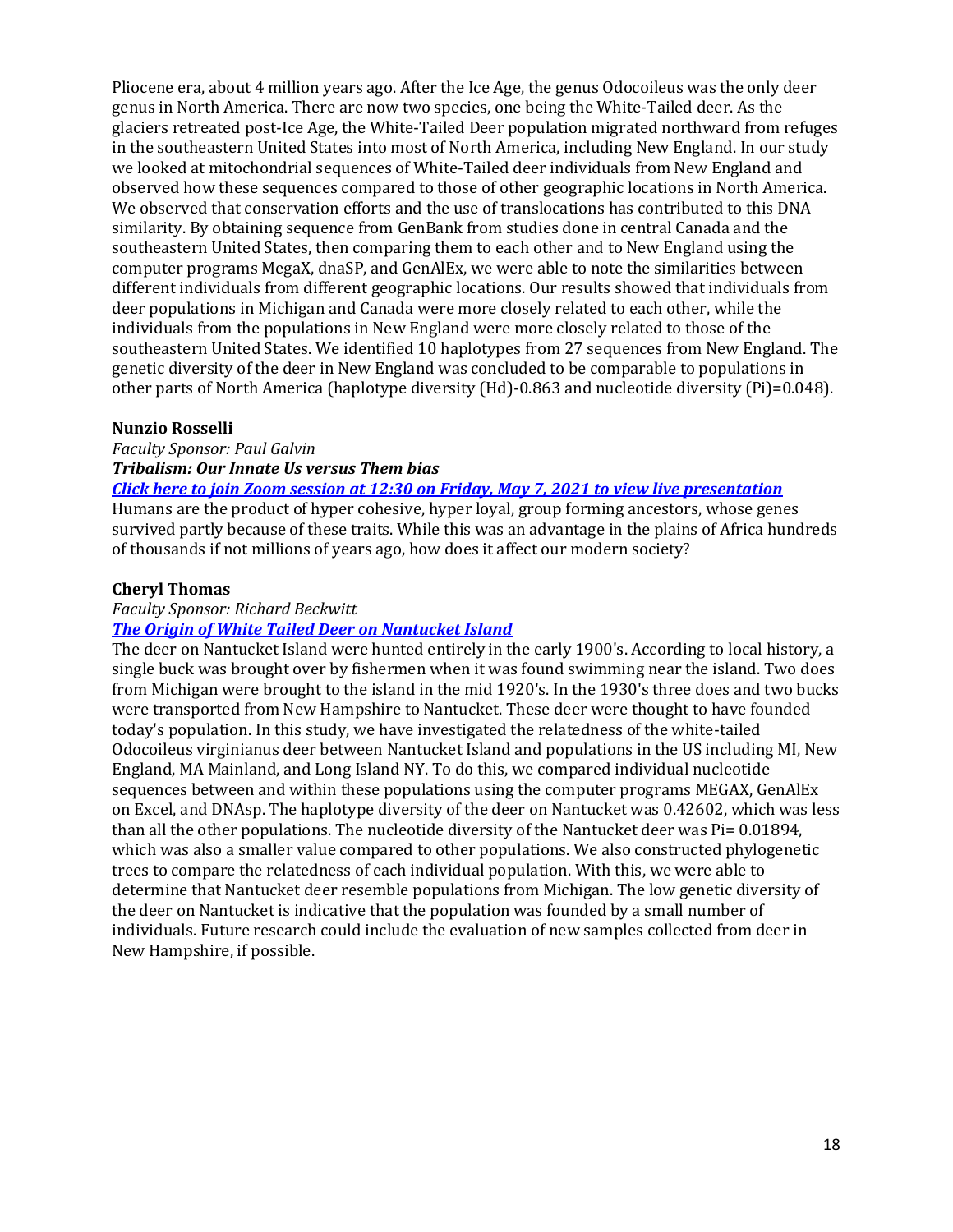Pliocene era, about 4 million years ago. After the Ice Age, the genus Odocoileus was the only deer genus in North America. There are now two species, one being the White-Tailed deer. As the glaciers retreated post-Ice Age, the White-Tailed Deer population migrated northward from refuges in the southeastern United States into most of North America, including New England. In our study we looked at mitochondrial sequences of White-Tailed deer individuals from New England and observed how these sequences compared to those of other geographic locations in North America. We observed that conservation efforts and the use of translocations has contributed to this DNA similarity. By obtaining sequence from GenBank from studies done in central Canada and the southeastern United States, then comparing them to each other and to New England using the computer programs MegaX, dnaSP, and GenAlEx, we were able to note the similarities between different individuals from different geographic locations. Our results showed that individuals from deer populations in Michigan and Canada were more closely related to each other, while the individuals from the populations in New England were more closely related to those of the southeastern United States. We identified 10 haplotypes from 27 sequences from New England. The genetic diversity of the deer in New England was concluded to be comparable to populations in other parts of North America (haplotype diversity (Hd)-0.863 and nucleotide diversity (Pi)=0.048).

**Nunzio Rosselli**

*Faculty Sponsor: Paul Galvin*

***Tribalism: Our Innate Us versus Them bias***

***[Click here to join Zoom session at 12:30 on Friday, May 7, 2021 to view live presentation]()***

Humans are the product of hyper cohesive, hyper loyal, group forming ancestors, whose genes survived partly because of these traits. While this was an advantage in the plains of Africa hundreds of thousands if not millions of years ago, how does it affect our modern society?

**Cheryl Thomas**

*Faculty Sponsor: Richard Beckwitt*

***[The Origin of White Tailed Deer on Nantucket Island]()***

The deer on Nantucket Island were hunted entirely in the early 1900's. According to local history, a single buck was brought over by fishermen when it was found swimming near the island. Two does from Michigan were brought to the island in the mid 1920's. In the 1930's three does and two bucks were transported from New Hampshire to Nantucket. These deer were thought to have founded today's population. In this study, we have investigated the relatedness of the white-tailed Odocoileus virginianus deer between Nantucket Island and populations in the US including MI, New England, MA Mainland, and Long Island NY. To do this, we compared individual nucleotide sequences between and within these populations using the computer programs MEGAX, GenAlEx on Excel, and DNAsp. The haplotype diversity of the deer on Nantucket was 0.42602, which was less than all the other populations. The nucleotide diversity of the Nantucket deer was Pi= 0.01894, which was also a smaller value compared to other populations. We also constructed phylogenetic trees to compare the relatedness of each individual population. With this, we were able to determine that Nantucket deer resemble populations from Michigan. The low genetic diversity of the deer on Nantucket is indicative that the population was founded by a small number of individuals. Future research could include the evaluation of new samples collected from deer in New Hampshire, if possible.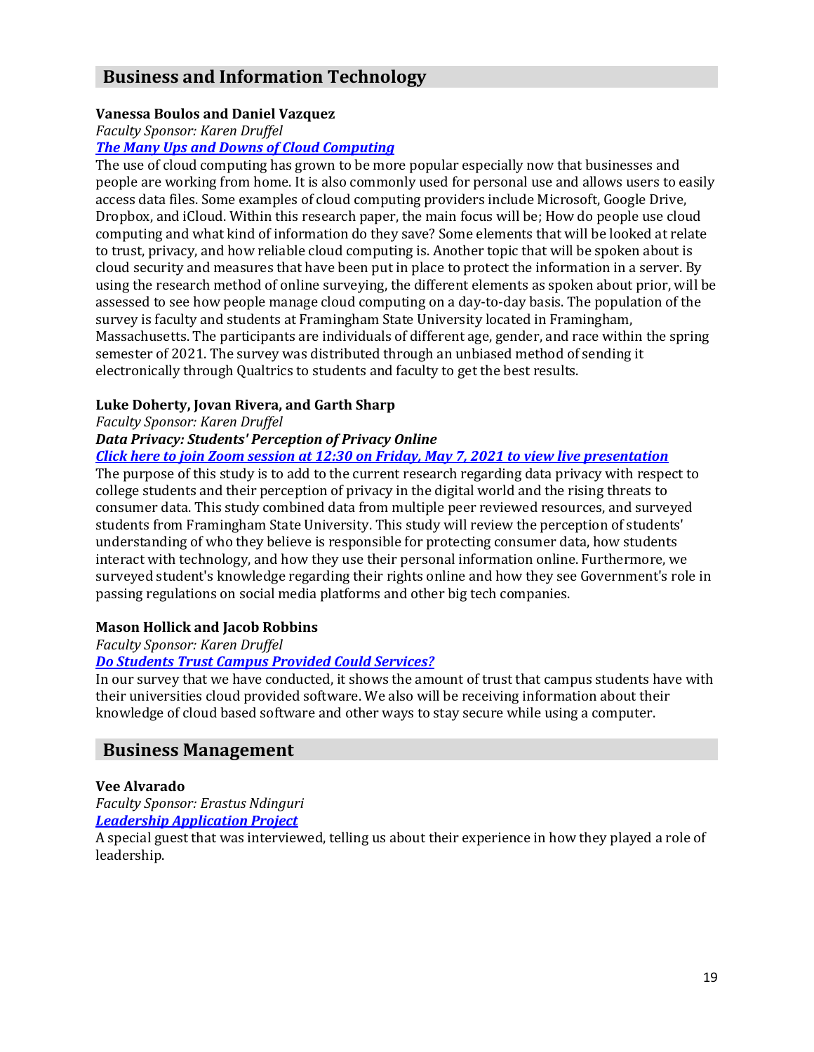## Business and Information Technology

**Vanessa Boulos and Daniel Vazquez**

*Faculty Sponsor: Karen Druffel*

***The Many Ups and Downs of Cloud Computing***

The use of cloud computing has grown to be more popular especially now that businesses and people are working from home. It is also commonly used for personal use and allows users to easily access data files. Some examples of cloud computing providers include Microsoft, Google Drive, Dropbox, and iCloud. Within this research paper, the main focus will be; How do people use cloud computing and what kind of information do they save? Some elements that will be looked at relate to trust, privacy, and how reliable cloud computing is. Another topic that will be spoken about is cloud security and measures that have been put in place to protect the information in a server. By using the research method of online surveying, the different elements as spoken about prior, will be assessed to see how people manage cloud computing on a day-to-day basis. The population of the survey is faculty and students at Framingham State University located in Framingham, Massachusetts. The participants are individuals of different age, gender, and race within the spring semester of 2021. The survey was distributed through an unbiased method of sending it electronically through Qualtrics to students and faculty to get the best results.

**Luke Doherty, Jovan Rivera, and Garth Sharp**

*Faculty Sponsor: Karen Druffel*

***Data Privacy: Students' Perception of Privacy Online***

***Click here to join Zoom session at 12:30 on Friday, May 7, 2021 to view live presentation***

The purpose of this study is to add to the current research regarding data privacy with respect to college students and their perception of privacy in the digital world and the rising threats to consumer data. This study combined data from multiple peer reviewed resources, and surveyed students from Framingham State University. This study will review the perception of students' understanding of who they believe is responsible for protecting consumer data, how students interact with technology, and how they use their personal information online. Furthermore, we surveyed student's knowledge regarding their rights online and how they see Government's role in passing regulations on social media platforms and other big tech companies.

**Mason Hollick and Jacob Robbins**

*Faculty Sponsor: Karen Druffel*

***Do Students Trust Campus Provided Could Services?***

In our survey that we have conducted, it shows the amount of trust that campus students have with their universities cloud provided software. We also will be receiving information about their knowledge of cloud based software and other ways to stay secure while using a computer.

## Business Management

**Vee Alvarado**

*Faculty Sponsor: Erastus Ndinguri*

***Leadership Application Project***

A special guest that was interviewed, telling us about their experience in how they played a role of leadership.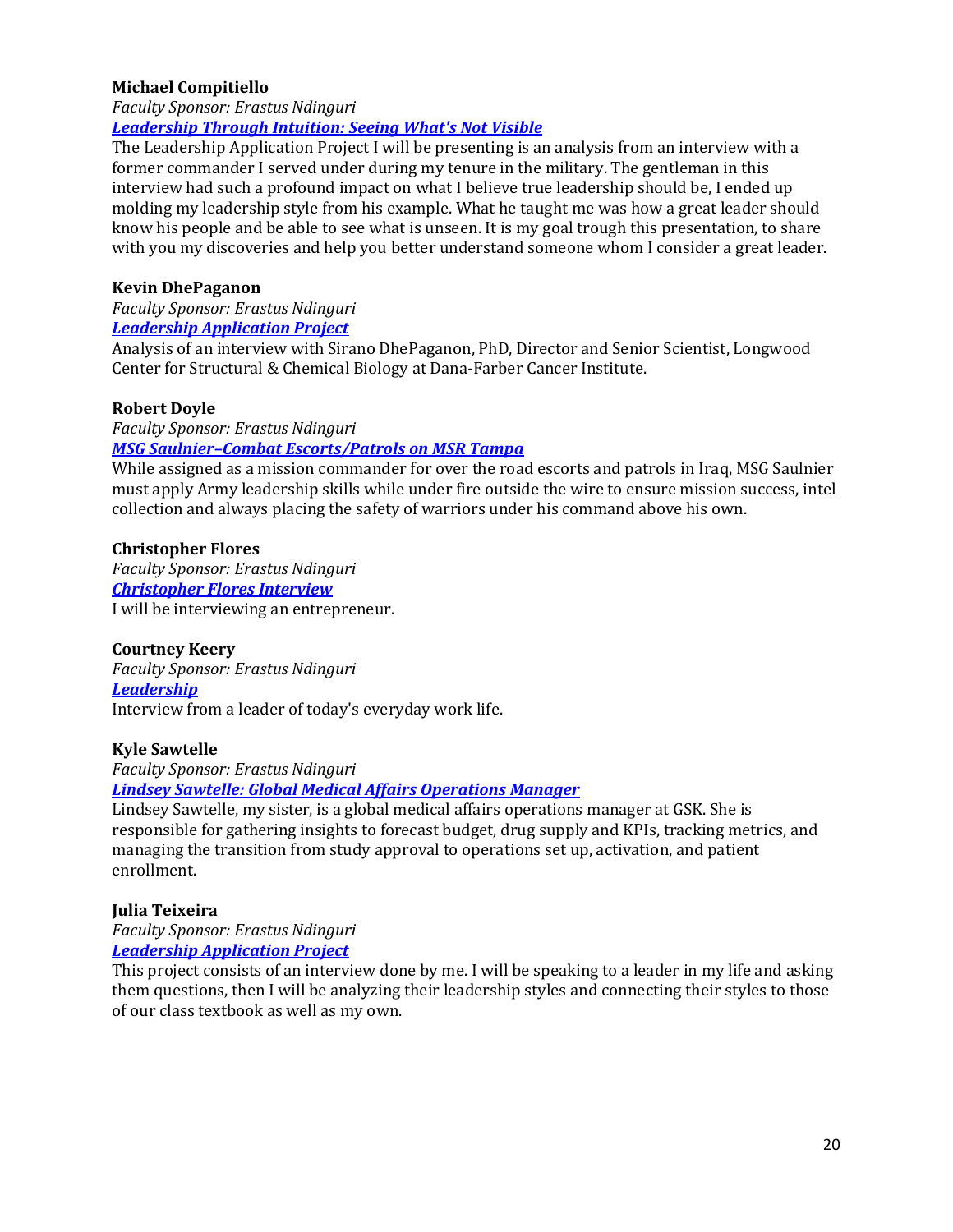**Michael Compitiello**

*Faculty Sponsor: Erastus Ndinguri*

***Leadership Through Intuition: Seeing What's Not Visible***

The Leadership Application Project I will be presenting is an analysis from an interview with a former commander I served under during my tenure in the military. The gentleman in this interview had such a profound impact on what I believe true leadership should be, I ended up molding my leadership style from his example. What he taught me was how a great leader should know his people and be able to see what is unseen. It is my goal trough this presentation, to share with you my discoveries and help you better understand someone whom I consider a great leader.

**Kevin DhePaganon**

*Faculty Sponsor: Erastus Ndinguri*

***Leadership Application Project***

Analysis of an interview with Sirano DhePaganon, PhD, Director and Senior Scientist, Longwood Center for Structural & Chemical Biology at Dana-Farber Cancer Institute.

**Robert Doyle**

*Faculty Sponsor: Erastus Ndinguri*

***MSG Saulnier–Combat Escorts/Patrols on MSR Tampa***

While assigned as a mission commander for over the road escorts and patrols in Iraq, MSG Saulnier must apply Army leadership skills while under fire outside the wire to ensure mission success, intel collection and always placing the safety of warriors under his command above his own.

**Christopher Flores**

*Faculty Sponsor: Erastus Ndinguri*

***Christopher Flores Interview***

I will be interviewing an entrepreneur.

**Courtney Keery**

*Faculty Sponsor: Erastus Ndinguri*

***Leadership***

Interview from a leader of today's everyday work life.

**Kyle Sawtelle**

*Faculty Sponsor: Erastus Ndinguri*

***Lindsey Sawtelle: Global Medical Affairs Operations Manager***

Lindsey Sawtelle, my sister, is a global medical affairs operations manager at GSK. She is responsible for gathering insights to forecast budget, drug supply and KPIs, tracking metrics, and managing the transition from study approval to operations set up, activation, and patient enrollment.

**Julia Teixeira**

*Faculty Sponsor: Erastus Ndinguri*

***Leadership Application Project***

This project consists of an interview done by me. I will be speaking to a leader in my life and asking them questions, then I will be analyzing their leadership styles and connecting their styles to those of our class textbook as well as my own.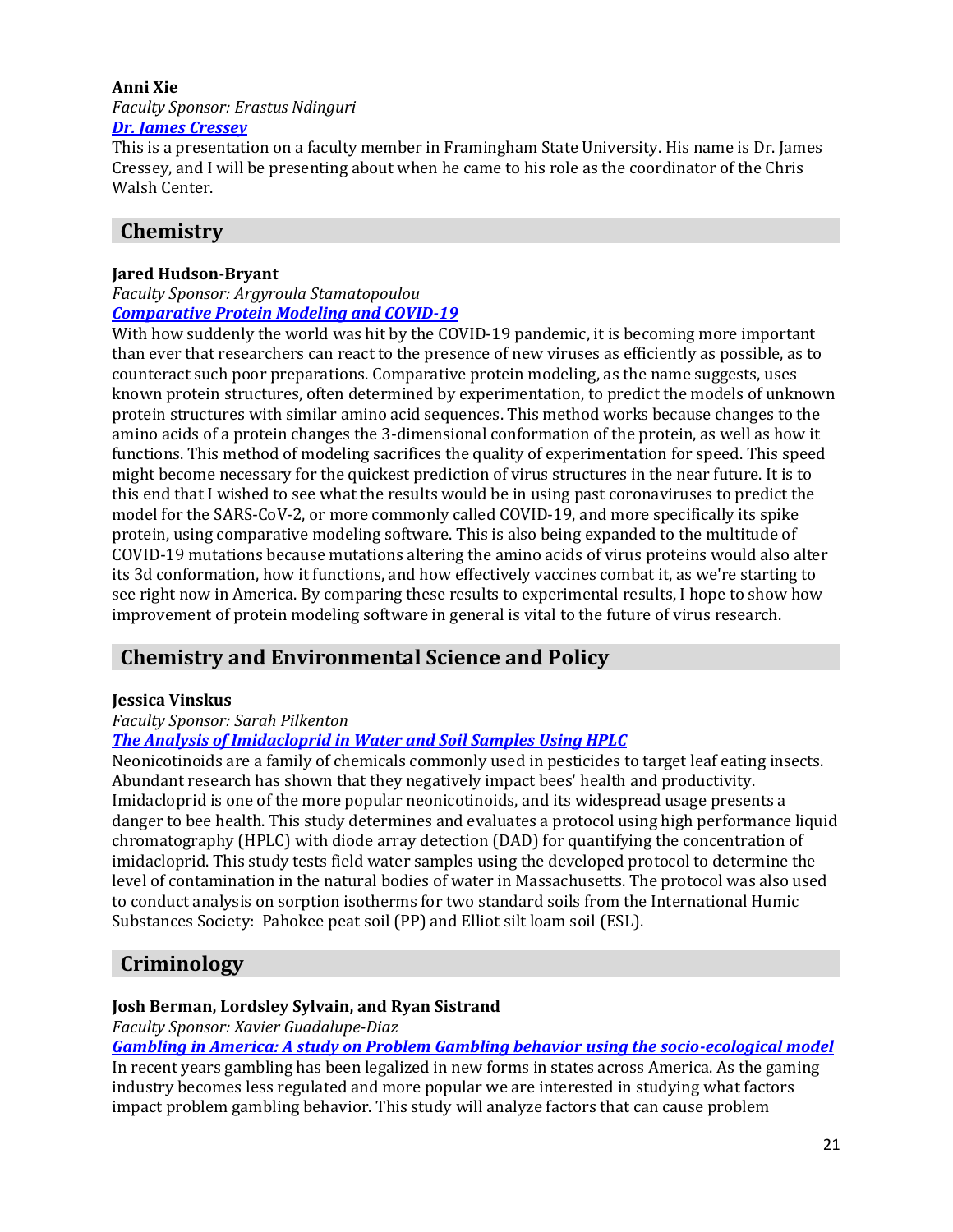**Anni Xie**

*Faculty Sponsor: Erastus Ndinguri*

***Dr. James Cressey***

This is a presentation on a faculty member in Framingham State University. His name is Dr. James Cressey, and I will be presenting about when he came to his role as the coordinator of the Chris Walsh Center.

## Chemistry

**Jared Hudson-Bryant**

*Faculty Sponsor: Argyroula Stamatopoulou*

***Comparative Protein Modeling and COVID-19***

With how suddenly the world was hit by the COVID-19 pandemic, it is becoming more important than ever that researchers can react to the presence of new viruses as efficiently as possible, as to counteract such poor preparations. Comparative protein modeling, as the name suggests, uses known protein structures, often determined by experimentation, to predict the models of unknown protein structures with similar amino acid sequences. This method works because changes to the amino acids of a protein changes the 3-dimensional conformation of the protein, as well as how it functions. This method of modeling sacrifices the quality of experimentation for speed. This speed might become necessary for the quickest prediction of virus structures in the near future. It is to this end that I wished to see what the results would be in using past coronaviruses to predict the model for the SARS-CoV-2, or more commonly called COVID-19, and more specifically its spike protein, using comparative modeling software. This is also being expanded to the multitude of COVID-19 mutations because mutations altering the amino acids of virus proteins would also alter its 3d conformation, how it functions, and how effectively vaccines combat it, as we're starting to see right now in America. By comparing these results to experimental results, I hope to show how improvement of protein modeling software in general is vital to the future of virus research.

## Chemistry and Environmental Science and Policy

**Jessica Vinskus**

*Faculty Sponsor: Sarah Pilkenton*

***The Analysis of Imidacloprid in Water and Soil Samples Using HPLC***

Neonicotinoids are a family of chemicals commonly used in pesticides to target leaf eating insects. Abundant research has shown that they negatively impact bees' health and productivity. Imidacloprid is one of the more popular neonicotinoids, and its widespread usage presents a danger to bee health. This study determines and evaluates a protocol using high performance liquid chromatography (HPLC) with diode array detection (DAD) for quantifying the concentration of imidacloprid. This study tests field water samples using the developed protocol to determine the level of contamination in the natural bodies of water in Massachusetts. The protocol was also used to conduct analysis on sorption isotherms for two standard soils from the International Humic Substances Society:  Pahokee peat soil (PP) and Elliot silt loam soil (ESL).

## Criminology

**Josh Berman, Lordsley Sylvain, and Ryan Sistrand**

*Faculty Sponsor: Xavier Guadalupe-Diaz*

***Gambling in America: A study on Problem Gambling behavior using the socio-ecological model***

In recent years gambling has been legalized in new forms in states across America. As the gaming industry becomes less regulated and more popular we are interested in studying what factors impact problem gambling behavior. This study will analyze factors that can cause problem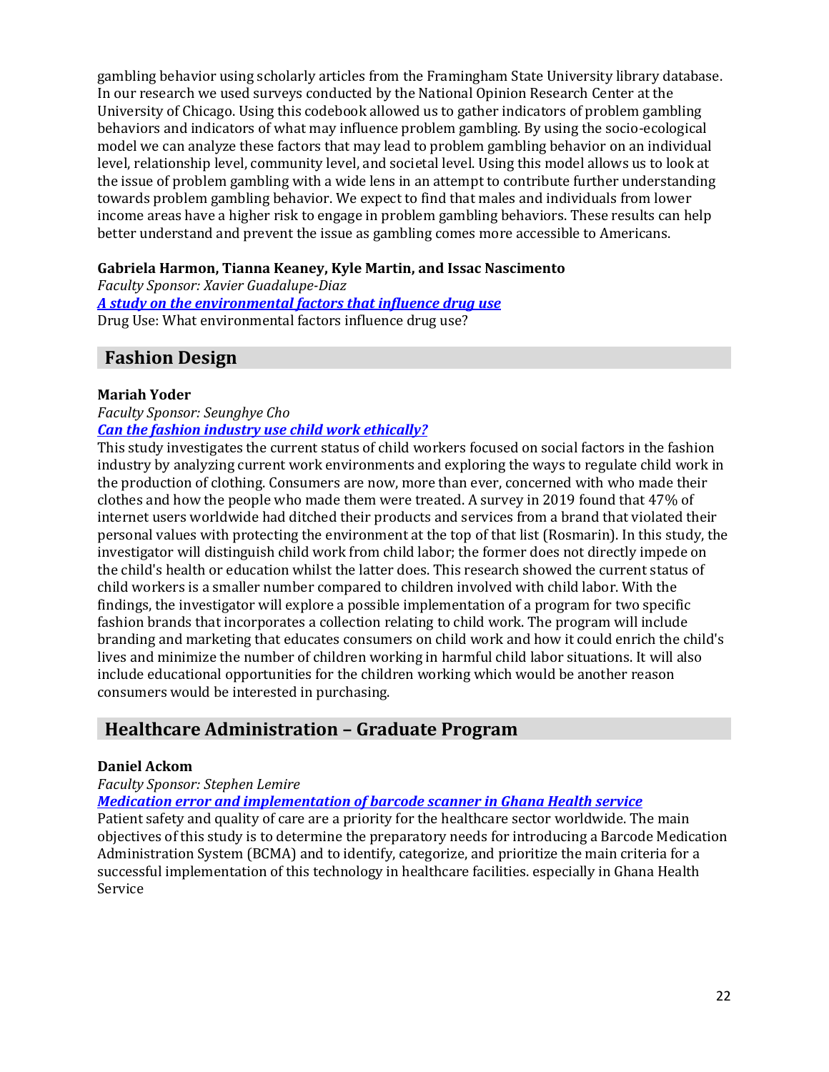gambling behavior using scholarly articles from the Framingham State University library database. In our research we used surveys conducted by the National Opinion Research Center at the University of Chicago. Using this codebook allowed us to gather indicators of problem gambling behaviors and indicators of what may influence problem gambling. By using the socio-ecological model we can analyze these factors that may lead to problem gambling behavior on an individual level, relationship level, community level, and societal level. Using this model allows us to look at the issue of problem gambling with a wide lens in an attempt to contribute further understanding towards problem gambling behavior. We expect to find that males and individuals from lower income areas have a higher risk to engage in problem gambling behaviors. These results can help better understand and prevent the issue as gambling comes more accessible to Americans.

**Gabriela Harmon, Tianna Keaney, Kyle Martin, and Issac Nascimento**
*Faculty Sponsor: Xavier Guadalupe-Diaz*
***A study on the environmental factors that influence drug use***
Drug Use: What environmental factors influence drug use?

## Fashion Design

**Mariah Yoder**
*Faculty Sponsor: Seunghye Cho*
***Can the fashion industry use child work ethically?***
This study investigates the current status of child workers focused on social factors in the fashion industry by analyzing current work environments and exploring the ways to regulate child work in the production of clothing. Consumers are now, more than ever, concerned with who made their clothes and how the people who made them were treated. A survey in 2019 found that 47% of internet users worldwide had ditched their products and services from a brand that violated their personal values with protecting the environment at the top of that list (Rosmarin). In this study, the investigator will distinguish child work from child labor; the former does not directly impede on the child's health or education whilst the latter does. This research showed the current status of child workers is a smaller number compared to children involved with child labor. With the findings, the investigator will explore a possible implementation of a program for two specific fashion brands that incorporates a collection relating to child work. The program will include branding and marketing that educates consumers on child work and how it could enrich the child's lives and minimize the number of children working in harmful child labor situations. It will also include educational opportunities for the children working which would be another reason consumers would be interested in purchasing.

## Healthcare Administration – Graduate Program

**Daniel Ackom**
*Faculty Sponsor: Stephen Lemire*
***Medication error and implementation of barcode scanner in Ghana Health service***
Patient safety and quality of care are a priority for the healthcare sector worldwide. The main objectives of this study is to determine the preparatory needs for introducing a Barcode Medication Administration System (BCMA) and to identify, categorize, and prioritize the main criteria for a successful implementation of this technology in healthcare facilities. especially in Ghana Health Service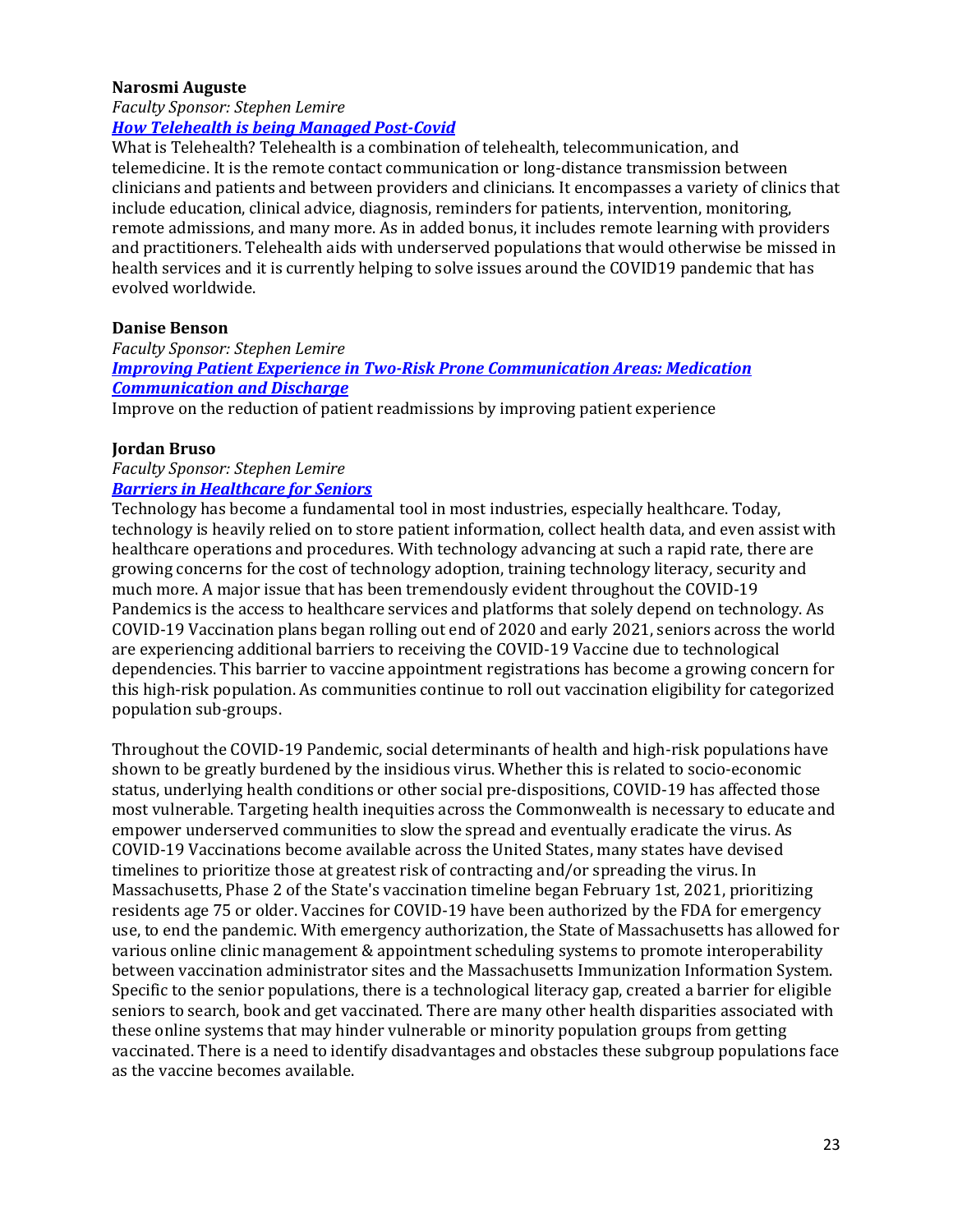**Narosmi Auguste**

*Faculty Sponsor: Stephen Lemire*

***How Telehealth is being Managed Post-Covid***

What is Telehealth? Telehealth is a combination of telehealth, telecommunication, and telemedicine. It is the remote contact communication or long-distance transmission between clinicians and patients and between providers and clinicians. It encompasses a variety of clinics that include education, clinical advice, diagnosis, reminders for patients, intervention, monitoring, remote admissions, and many more. As in added bonus, it includes remote learning with providers and practitioners. Telehealth aids with underserved populations that would otherwise be missed in health services and it is currently helping to solve issues around the COVID19 pandemic that has evolved worldwide.

**Danise Benson**

*Faculty Sponsor: Stephen Lemire*

***Improving Patient Experience in Two-Risk Prone Communication Areas: Medication Communication and Discharge***

Improve on the reduction of patient readmissions by improving patient experience

**Jordan Bruso**

*Faculty Sponsor: Stephen Lemire*

***Barriers in Healthcare for Seniors***

Technology has become a fundamental tool in most industries, especially healthcare. Today, technology is heavily relied on to store patient information, collect health data, and even assist with healthcare operations and procedures. With technology advancing at such a rapid rate, there are growing concerns for the cost of technology adoption, training technology literacy, security and much more. A major issue that has been tremendously evident throughout the COVID-19 Pandemics is the access to healthcare services and platforms that solely depend on technology. As COVID-19 Vaccination plans began rolling out end of 2020 and early 2021, seniors across the world are experiencing additional barriers to receiving the COVID-19 Vaccine due to technological dependencies. This barrier to vaccine appointment registrations has become a growing concern for this high-risk population. As communities continue to roll out vaccination eligibility for categorized population sub-groups.

Throughout the COVID-19 Pandemic, social determinants of health and high-risk populations have shown to be greatly burdened by the insidious virus. Whether this is related to socio-economic status, underlying health conditions or other social pre-dispositions, COVID-19 has affected those most vulnerable. Targeting health inequities across the Commonwealth is necessary to educate and empower underserved communities to slow the spread and eventually eradicate the virus. As COVID-19 Vaccinations become available across the United States, many states have devised timelines to prioritize those at greatest risk of contracting and/or spreading the virus. In Massachusetts, Phase 2 of the State's vaccination timeline began February 1st, 2021, prioritizing residents age 75 or older. Vaccines for COVID-19 have been authorized by the FDA for emergency use, to end the pandemic. With emergency authorization, the State of Massachusetts has allowed for various online clinic management & appointment scheduling systems to promote interoperability between vaccination administrator sites and the Massachusetts Immunization Information System. Specific to the senior populations, there is a technological literacy gap, created a barrier for eligible seniors to search, book and get vaccinated. There are many other health disparities associated with these online systems that may hinder vulnerable or minority population groups from getting vaccinated. There is a need to identify disadvantages and obstacles these subgroup populations face as the vaccine becomes available.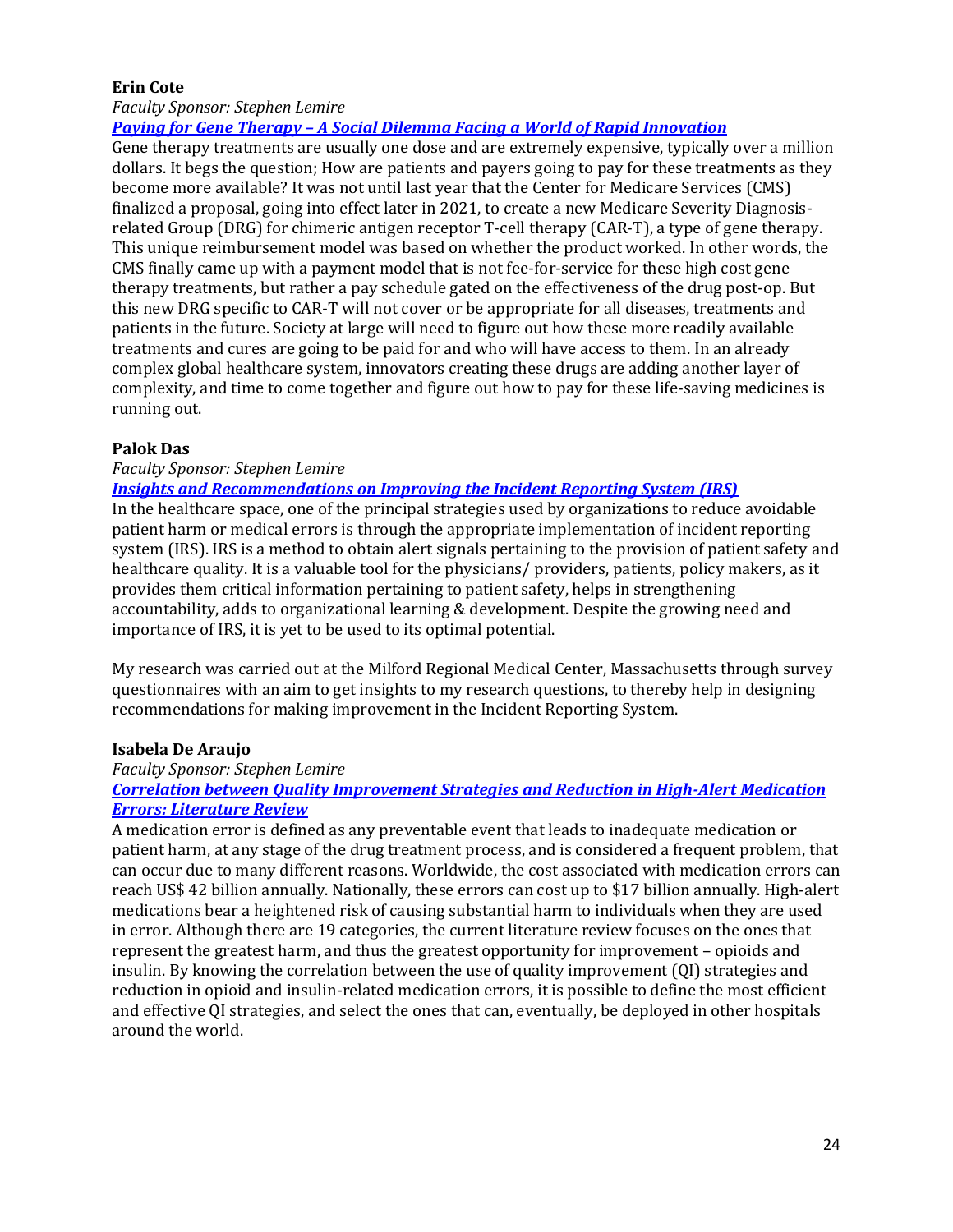**Erin Cote**

*Faculty Sponsor: Stephen Lemire*

***Paying for Gene Therapy – A Social Dilemma Facing a World of Rapid Innovation***

Gene therapy treatments are usually one dose and are extremely expensive, typically over a million dollars. It begs the question; How are patients and payers going to pay for these treatments as they become more available? It was not until last year that the Center for Medicare Services (CMS) finalized a proposal, going into effect later in 2021, to create a new Medicare Severity Diagnosis-related Group (DRG) for chimeric antigen receptor T-cell therapy (CAR-T), a type of gene therapy. This unique reimbursement model was based on whether the product worked. In other words, the CMS finally came up with a payment model that is not fee-for-service for these high cost gene therapy treatments, but rather a pay schedule gated on the effectiveness of the drug post-op. But this new DRG specific to CAR-T will not cover or be appropriate for all diseases, treatments and patients in the future. Society at large will need to figure out how these more readily available treatments and cures are going to be paid for and who will have access to them. In an already complex global healthcare system, innovators creating these drugs are adding another layer of complexity, and time to come together and figure out how to pay for these life-saving medicines is running out.

**Palok Das**

*Faculty Sponsor: Stephen Lemire*

***Insights and Recommendations on Improving the Incident Reporting System (IRS)***

In the healthcare space, one of the principal strategies used by organizations to reduce avoidable patient harm or medical errors is through the appropriate implementation of incident reporting system (IRS). IRS is a method to obtain alert signals pertaining to the provision of patient safety and healthcare quality. It is a valuable tool for the physicians/ providers, patients, policy makers, as it provides them critical information pertaining to patient safety, helps in strengthening accountability, adds to organizational learning & development. Despite the growing need and importance of IRS, it is yet to be used to its optimal potential.

My research was carried out at the Milford Regional Medical Center, Massachusetts through survey questionnaires with an aim to get insights to my research questions, to thereby help in designing recommendations for making improvement in the Incident Reporting System.

**Isabela De Araujo**

*Faculty Sponsor: Stephen Lemire*

***Correlation between Quality Improvement Strategies and Reduction in High-Alert Medication Errors: Literature Review***

A medication error is defined as any preventable event that leads to inadequate medication or patient harm, at any stage of the drug treatment process, and is considered a frequent problem, that can occur due to many different reasons. Worldwide, the cost associated with medication errors can reach US$ 42 billion annually. Nationally, these errors can cost up to $17 billion annually. High-alert medications bear a heightened risk of causing substantial harm to individuals when they are used in error. Although there are 19 categories, the current literature review focuses on the ones that represent the greatest harm, and thus the greatest opportunity for improvement – opioids and insulin. By knowing the correlation between the use of quality improvement (QI) strategies and reduction in opioid and insulin-related medication errors, it is possible to define the most efficient and effective QI strategies, and select the ones that can, eventually, be deployed in other hospitals around the world.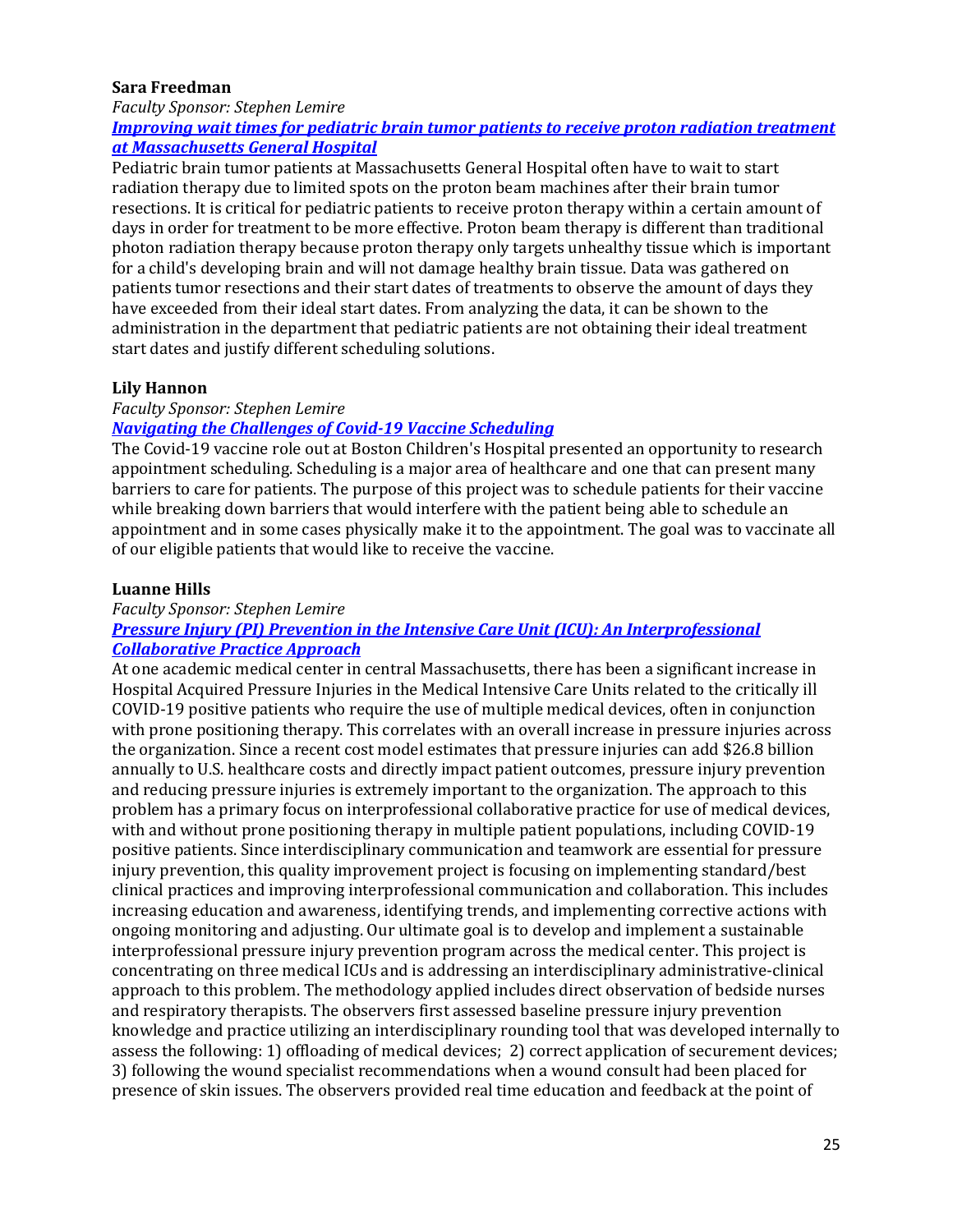**Sara Freedman**

*Faculty Sponsor: Stephen Lemire*

***Improving wait times for pediatric brain tumor patients to receive proton radiation treatment at Massachusetts General Hospital***

Pediatric brain tumor patients at Massachusetts General Hospital often have to wait to start radiation therapy due to limited spots on the proton beam machines after their brain tumor resections. It is critical for pediatric patients to receive proton therapy within a certain amount of days in order for treatment to be more effective. Proton beam therapy is different than traditional photon radiation therapy because proton therapy only targets unhealthy tissue which is important for a child's developing brain and will not damage healthy brain tissue. Data was gathered on patients tumor resections and their start dates of treatments to observe the amount of days they have exceeded from their ideal start dates. From analyzing the data, it can be shown to the administration in the department that pediatric patients are not obtaining their ideal treatment start dates and justify different scheduling solutions.

**Lily Hannon**

*Faculty Sponsor: Stephen Lemire*

***Navigating the Challenges of Covid-19 Vaccine Scheduling***

The Covid-19 vaccine role out at Boston Children's Hospital presented an opportunity to research appointment scheduling. Scheduling is a major area of healthcare and one that can present many barriers to care for patients. The purpose of this project was to schedule patients for their vaccine while breaking down barriers that would interfere with the patient being able to schedule an appointment and in some cases physically make it to the appointment. The goal was to vaccinate all of our eligible patients that would like to receive the vaccine.

**Luanne Hills**

*Faculty Sponsor: Stephen Lemire*

***Pressure Injury (PI) Prevention in the Intensive Care Unit (ICU): An Interprofessional Collaborative Practice Approach***

At one academic medical center in central Massachusetts, there has been a significant increase in Hospital Acquired Pressure Injuries in the Medical Intensive Care Units related to the critically ill COVID-19 positive patients who require the use of multiple medical devices, often in conjunction with prone positioning therapy. This correlates with an overall increase in pressure injuries across the organization. Since a recent cost model estimates that pressure injuries can add $26.8 billion annually to U.S. healthcare costs and directly impact patient outcomes, pressure injury prevention and reducing pressure injuries is extremely important to the organization. The approach to this problem has a primary focus on interprofessional collaborative practice for use of medical devices, with and without prone positioning therapy in multiple patient populations, including COVID-19 positive patients. Since interdisciplinary communication and teamwork are essential for pressure injury prevention, this quality improvement project is focusing on implementing standard/best clinical practices and improving interprofessional communication and collaboration. This includes increasing education and awareness, identifying trends, and implementing corrective actions with ongoing monitoring and adjusting. Our ultimate goal is to develop and implement a sustainable interprofessional pressure injury prevention program across the medical center. This project is concentrating on three medical ICUs and is addressing an interdisciplinary administrative-clinical approach to this problem. The methodology applied includes direct observation of bedside nurses and respiratory therapists. The observers first assessed baseline pressure injury prevention knowledge and practice utilizing an interdisciplinary rounding tool that was developed internally to assess the following: 1) offloading of medical devices; 2) correct application of securement devices; 3) following the wound specialist recommendations when a wound consult had been placed for presence of skin issues. The observers provided real time education and feedback at the point of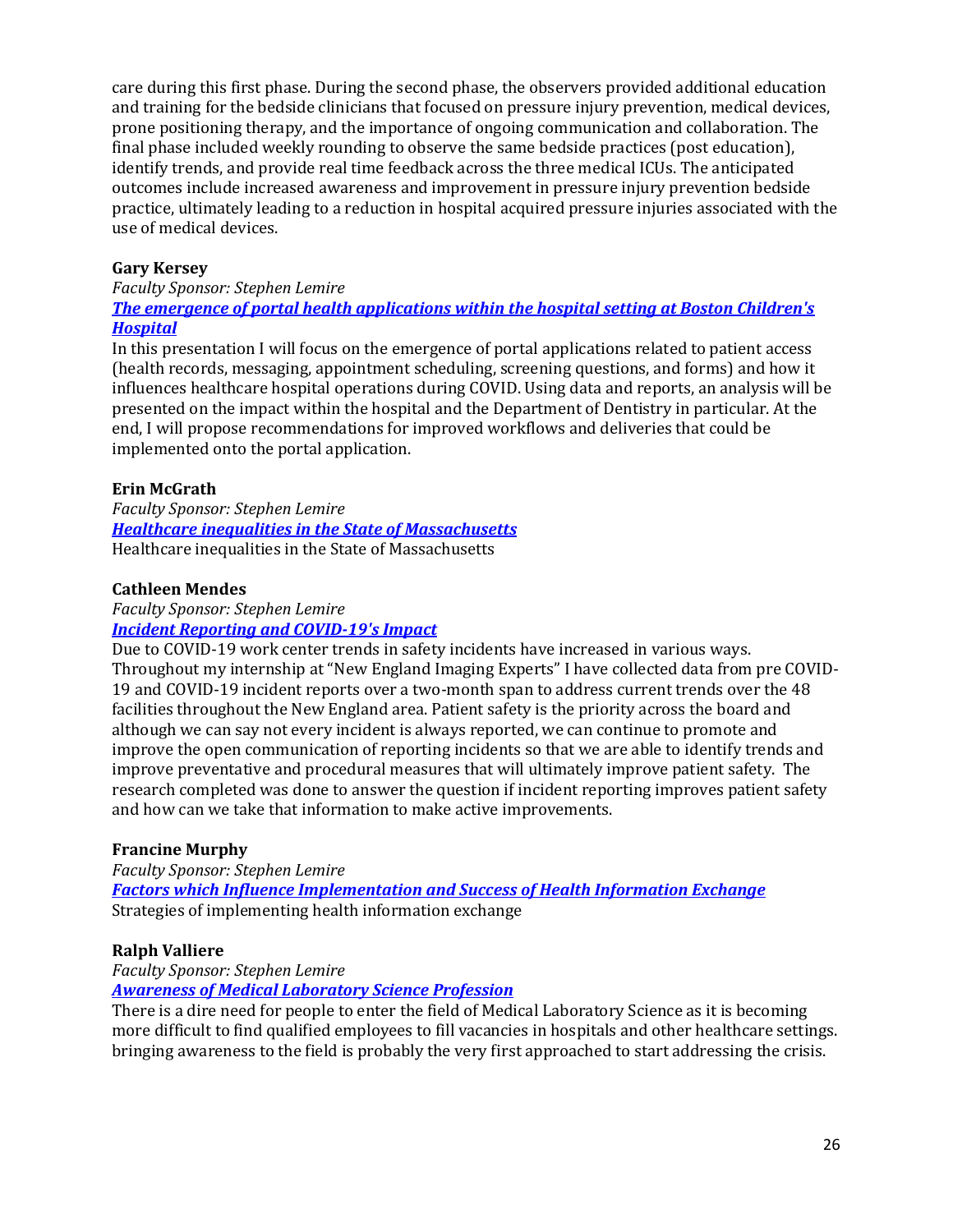care during this first phase. During the second phase, the observers provided additional education and training for the bedside clinicians that focused on pressure injury prevention, medical devices, prone positioning therapy, and the importance of ongoing communication and collaboration. The final phase included weekly rounding to observe the same bedside practices (post education), identify trends, and provide real time feedback across the three medical ICUs. The anticipated outcomes include increased awareness and improvement in pressure injury prevention bedside practice, ultimately leading to a reduction in hospital acquired pressure injuries associated with the use of medical devices.

**Gary Kersey**

*Faculty Sponsor: Stephen Lemire*

***The emergence of portal health applications within the hospital setting at Boston Children's Hospital***

In this presentation I will focus on the emergence of portal applications related to patient access (health records, messaging, appointment scheduling, screening questions, and forms) and how it influences healthcare hospital operations during COVID. Using data and reports, an analysis will be presented on the impact within the hospital and the Department of Dentistry in particular. At the end, I will propose recommendations for improved workflows and deliveries that could be implemented onto the portal application.

**Erin McGrath**

*Faculty Sponsor: Stephen Lemire*

***Healthcare inequalities in the State of Massachusetts***

Healthcare inequalities in the State of Massachusetts

**Cathleen Mendes**

*Faculty Sponsor: Stephen Lemire*

***Incident Reporting and COVID-19's Impact***

Due to COVID-19 work center trends in safety incidents have increased in various ways. Throughout my internship at "New England Imaging Experts" I have collected data from pre COVID-19 and COVID-19 incident reports over a two-month span to address current trends over the 48 facilities throughout the New England area. Patient safety is the priority across the board and although we can say not every incident is always reported, we can continue to promote and improve the open communication of reporting incidents so that we are able to identify trends and improve preventative and procedural measures that will ultimately improve patient safety. The research completed was done to answer the question if incident reporting improves patient safety and how can we take that information to make active improvements.

**Francine Murphy**

*Faculty Sponsor: Stephen Lemire*

***Factors which Influence Implementation and Success of Health Information Exchange***

Strategies of implementing health information exchange

**Ralph Valliere**

*Faculty Sponsor: Stephen Lemire*

***Awareness of Medical Laboratory Science Profession***

There is a dire need for people to enter the field of Medical Laboratory Science as it is becoming more difficult to find qualified employees to fill vacancies in hospitals and other healthcare settings. bringing awareness to the field is probably the very first approached to start addressing the crisis.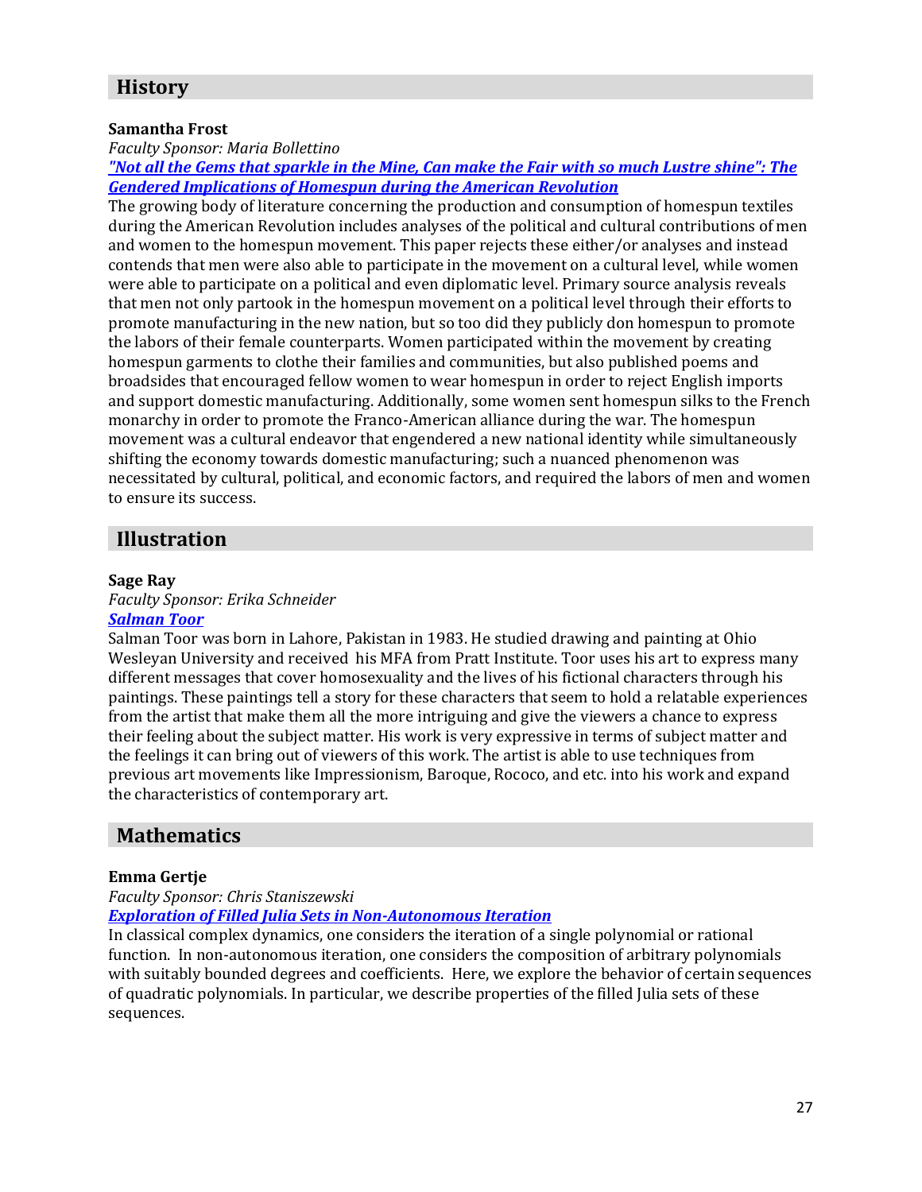## History

**Samantha Frost**

*Faculty Sponsor: Maria Bollettino*

***"Not all the Gems that sparkle in the Mine, Can make the Fair with so much Lustre shine": The Gendered Implications of Homespun during the American Revolution***

The growing body of literature concerning the production and consumption of homespun textiles during the American Revolution includes analyses of the political and cultural contributions of men and women to the homespun movement. This paper rejects these either/or analyses and instead contends that men were also able to participate in the movement on a cultural level, while women were able to participate on a political and even diplomatic level. Primary source analysis reveals that men not only partook in the homespun movement on a political level through their efforts to promote manufacturing in the new nation, but so too did they publicly don homespun to promote the labors of their female counterparts. Women participated within the movement by creating homespun garments to clothe their families and communities, but also published poems and broadsides that encouraged fellow women to wear homespun in order to reject English imports and support domestic manufacturing. Additionally, some women sent homespun silks to the French monarchy in order to promote the Franco-American alliance during the war. The homespun movement was a cultural endeavor that engendered a new national identity while simultaneously shifting the economy towards domestic manufacturing; such a nuanced phenomenon was necessitated by cultural, political, and economic factors, and required the labors of men and women to ensure its success.

## Illustration

**Sage Ray**

*Faculty Sponsor: Erika Schneider*

***Salman Toor***

Salman Toor was born in Lahore, Pakistan in 1983. He studied drawing and painting at Ohio Wesleyan University and received his MFA from Pratt Institute. Toor uses his art to express many different messages that cover homosexuality and the lives of his fictional characters through his paintings. These paintings tell a story for these characters that seem to hold a relatable experiences from the artist that make them all the more intriguing and give the viewers a chance to express their feeling about the subject matter. His work is very expressive in terms of subject matter and the feelings it can bring out of viewers of this work. The artist is able to use techniques from previous art movements like Impressionism, Baroque, Rococo, and etc. into his work and expand the characteristics of contemporary art.

## Mathematics

**Emma Gertje**

*Faculty Sponsor: Chris Staniszewski*

***Exploration of Filled Julia Sets in Non-Autonomous Iteration***

In classical complex dynamics, one considers the iteration of a single polynomial or rational function. In non-autonomous iteration, one considers the composition of arbitrary polynomials with suitably bounded degrees and coefficients. Here, we explore the behavior of certain sequences of quadratic polynomials. In particular, we describe properties of the filled Julia sets of these sequences.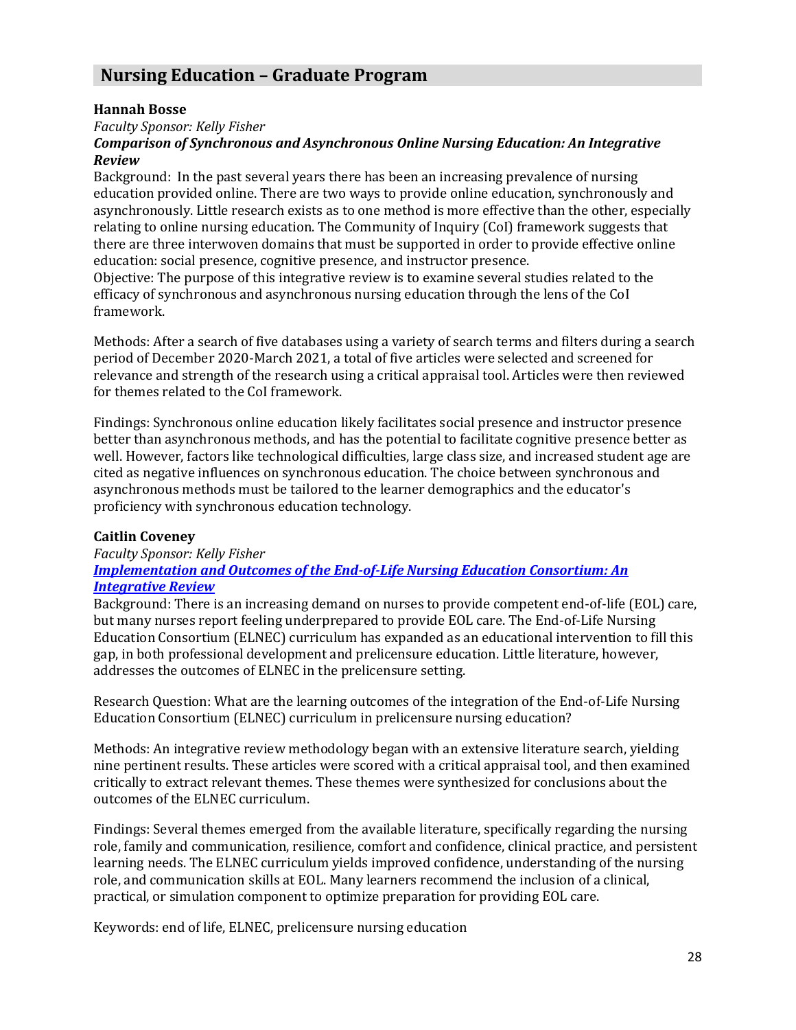## Nursing Education – Graduate Program

**Hannah Bosse**

*Faculty Sponsor: Kelly Fisher*

***Comparison of Synchronous and Asynchronous Online Nursing Education: An Integrative Review***

Background: In the past several years there has been an increasing prevalence of nursing education provided online. There are two ways to provide online education, synchronously and asynchronously. Little research exists as to one method is more effective than the other, especially relating to online nursing education. The Community of Inquiry (CoI) framework suggests that there are three interwoven domains that must be supported in order to provide effective online education: social presence, cognitive presence, and instructor presence.
Objective: The purpose of this integrative review is to examine several studies related to the efficacy of synchronous and asynchronous nursing education through the lens of the CoI framework.

Methods: After a search of five databases using a variety of search terms and filters during a search period of December 2020-March 2021, a total of five articles were selected and screened for relevance and strength of the research using a critical appraisal tool. Articles were then reviewed for themes related to the CoI framework.

Findings: Synchronous online education likely facilitates social presence and instructor presence better than asynchronous methods, and has the potential to facilitate cognitive presence better as well. However, factors like technological difficulties, large class size, and increased student age are cited as negative influences on synchronous education. The choice between synchronous and asynchronous methods must be tailored to the learner demographics and the educator's proficiency with synchronous education technology.

**Caitlin Coveney**

*Faculty Sponsor: Kelly Fisher*

***Implementation and Outcomes of the End-of-Life Nursing Education Consortium: An Integrative Review***

Background: There is an increasing demand on nurses to provide competent end-of-life (EOL) care, but many nurses report feeling underprepared to provide EOL care. The End-of-Life Nursing Education Consortium (ELNEC) curriculum has expanded as an educational intervention to fill this gap, in both professional development and prelicensure education. Little literature, however, addresses the outcomes of ELNEC in the prelicensure setting.

Research Question: What are the learning outcomes of the integration of the End-of-Life Nursing Education Consortium (ELNEC) curriculum in prelicensure nursing education?

Methods: An integrative review methodology began with an extensive literature search, yielding nine pertinent results. These articles were scored with a critical appraisal tool, and then examined critically to extract relevant themes. These themes were synthesized for conclusions about the outcomes of the ELNEC curriculum.

Findings: Several themes emerged from the available literature, specifically regarding the nursing role, family and communication, resilience, comfort and confidence, clinical practice, and persistent learning needs. The ELNEC curriculum yields improved confidence, understanding of the nursing role, and communication skills at EOL. Many learners recommend the inclusion of a clinical, practical, or simulation component to optimize preparation for providing EOL care.

Keywords: end of life, ELNEC, prelicensure nursing education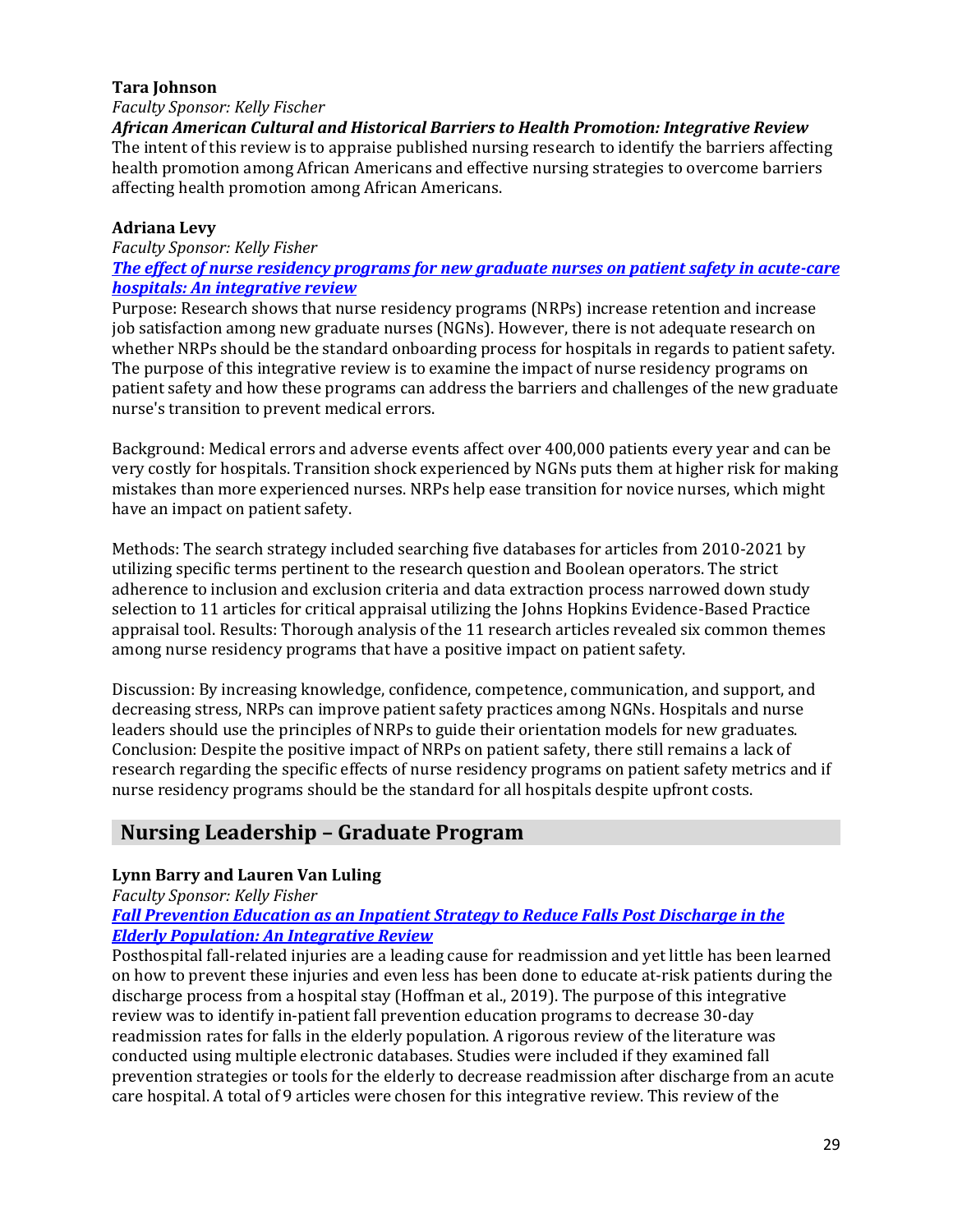**Tara Johnson**

*Faculty Sponsor: Kelly Fischer*

***African American Cultural and Historical Barriers to Health Promotion: Integrative Review***

The intent of this review is to appraise published nursing research to identify the barriers affecting health promotion among African Americans and effective nursing strategies to overcome barriers affecting health promotion among African Americans.

**Adriana Levy**

*Faculty Sponsor: Kelly Fisher*

***The effect of nurse residency programs for new graduate nurses on patient safety in acute-care hospitals: An integrative review***

Purpose: Research shows that nurse residency programs (NRPs) increase retention and increase job satisfaction among new graduate nurses (NGNs). However, there is not adequate research on whether NRPs should be the standard onboarding process for hospitals in regards to patient safety. The purpose of this integrative review is to examine the impact of nurse residency programs on patient safety and how these programs can address the barriers and challenges of the new graduate nurse's transition to prevent medical errors.

Background: Medical errors and adverse events affect over 400,000 patients every year and can be very costly for hospitals. Transition shock experienced by NGNs puts them at higher risk for making mistakes than more experienced nurses. NRPs help ease transition for novice nurses, which might have an impact on patient safety.

Methods: The search strategy included searching five databases for articles from 2010-2021 by utilizing specific terms pertinent to the research question and Boolean operators. The strict adherence to inclusion and exclusion criteria and data extraction process narrowed down study selection to 11 articles for critical appraisal utilizing the Johns Hopkins Evidence-Based Practice appraisal tool. Results: Thorough analysis of the 11 research articles revealed six common themes among nurse residency programs that have a positive impact on patient safety.

Discussion: By increasing knowledge, confidence, competence, communication, and support, and decreasing stress, NRPs can improve patient safety practices among NGNs. Hospitals and nurse leaders should use the principles of NRPs to guide their orientation models for new graduates. Conclusion: Despite the positive impact of NRPs on patient safety, there still remains a lack of research regarding the specific effects of nurse residency programs on patient safety metrics and if nurse residency programs should be the standard for all hospitals despite upfront costs.

## Nursing Leadership – Graduate Program

**Lynn Barry and Lauren Van Luling**

*Faculty Sponsor: Kelly Fisher*

***Fall Prevention Education as an Inpatient Strategy to Reduce Falls Post Discharge in the Elderly Population: An Integrative Review***

Posthospital fall-related injuries are a leading cause for readmission and yet little has been learned on how to prevent these injuries and even less has been done to educate at-risk patients during the discharge process from a hospital stay (Hoffman et al., 2019). The purpose of this integrative review was to identify in-patient fall prevention education programs to decrease 30-day readmission rates for falls in the elderly population. A rigorous review of the literature was conducted using multiple electronic databases. Studies were included if they examined fall prevention strategies or tools for the elderly to decrease readmission after discharge from an acute care hospital. A total of 9 articles were chosen for this integrative review. This review of the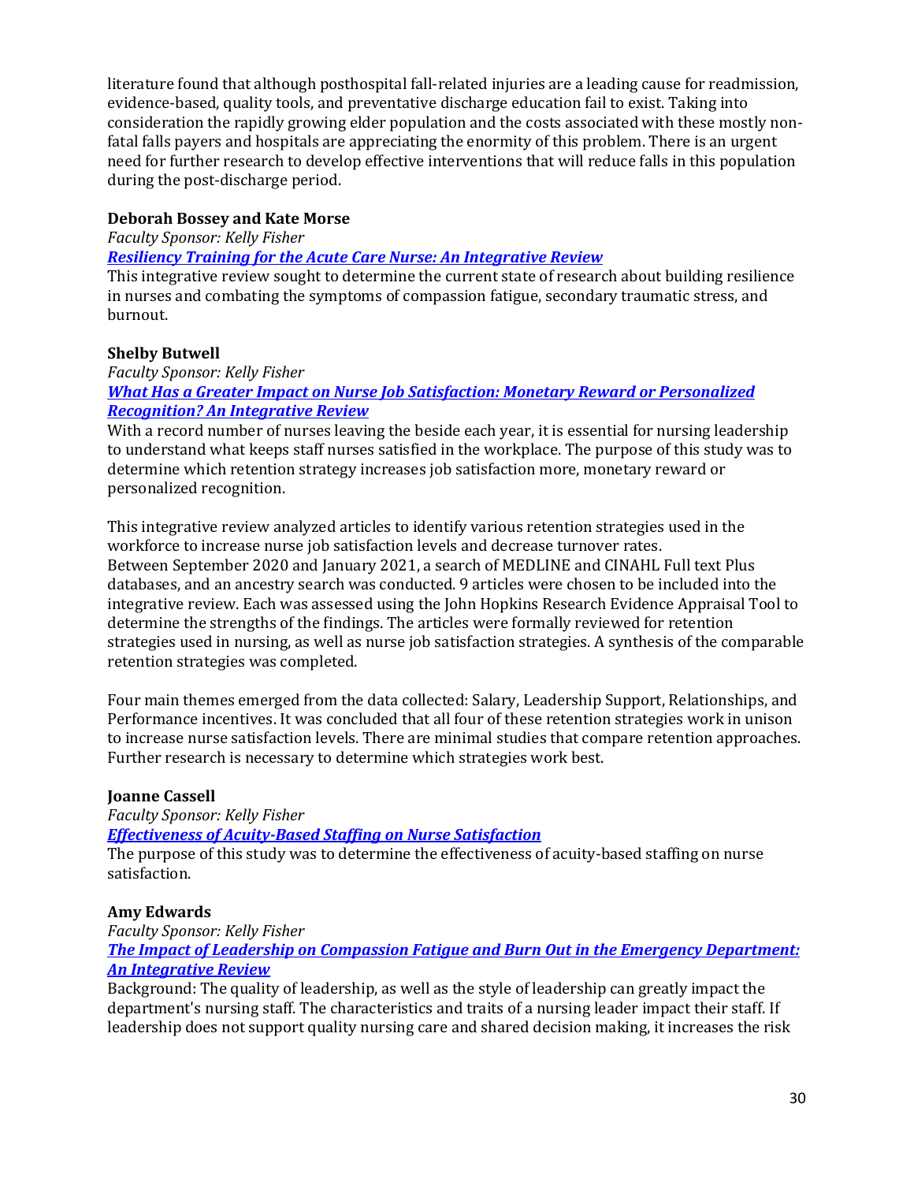literature found that although posthospital fall-related injuries are a leading cause for readmission, evidence-based, quality tools, and preventative discharge education fail to exist. Taking into consideration the rapidly growing elder population and the costs associated with these mostly non-fatal falls payers and hospitals are appreciating the enormity of this problem. There is an urgent need for further research to develop effective interventions that will reduce falls in this population during the post-discharge period.

**Deborah Bossey and Kate Morse**

*Faculty Sponsor: Kelly Fisher*

***Resiliency Training for the Acute Care Nurse: An Integrative Review***

This integrative review sought to determine the current state of research about building resilience in nurses and combating the symptoms of compassion fatigue, secondary traumatic stress, and burnout.

**Shelby Butwell**

*Faculty Sponsor: Kelly Fisher*

***What Has a Greater Impact on Nurse Job Satisfaction: Monetary Reward or Personalized Recognition? An Integrative Review***

With a record number of nurses leaving the beside each year, it is essential for nursing leadership to understand what keeps staff nurses satisfied in the workplace. The purpose of this study was to determine which retention strategy increases job satisfaction more, monetary reward or personalized recognition.

This integrative review analyzed articles to identify various retention strategies used in the workforce to increase nurse job satisfaction levels and decrease turnover rates. Between September 2020 and January 2021, a search of MEDLINE and CINAHL Full text Plus databases, and an ancestry search was conducted. 9 articles were chosen to be included into the integrative review. Each was assessed using the John Hopkins Research Evidence Appraisal Tool to determine the strengths of the findings. The articles were formally reviewed for retention strategies used in nursing, as well as nurse job satisfaction strategies. A synthesis of the comparable retention strategies was completed.

Four main themes emerged from the data collected: Salary, Leadership Support, Relationships, and Performance incentives. It was concluded that all four of these retention strategies work in unison to increase nurse satisfaction levels. There are minimal studies that compare retention approaches. Further research is necessary to determine which strategies work best.

**Joanne Cassell**

*Faculty Sponsor: Kelly Fisher*

***Effectiveness of Acuity-Based Staffing on Nurse Satisfaction***

The purpose of this study was to determine the effectiveness of acuity-based staffing on nurse satisfaction.

**Amy Edwards**

*Faculty Sponsor: Kelly Fisher*

***The Impact of Leadership on Compassion Fatigue and Burn Out in the Emergency Department: An Integrative Review***

Background: The quality of leadership, as well as the style of leadership can greatly impact the department's nursing staff. The characteristics and traits of a nursing leader impact their staff. If leadership does not support quality nursing care and shared decision making, it increases the risk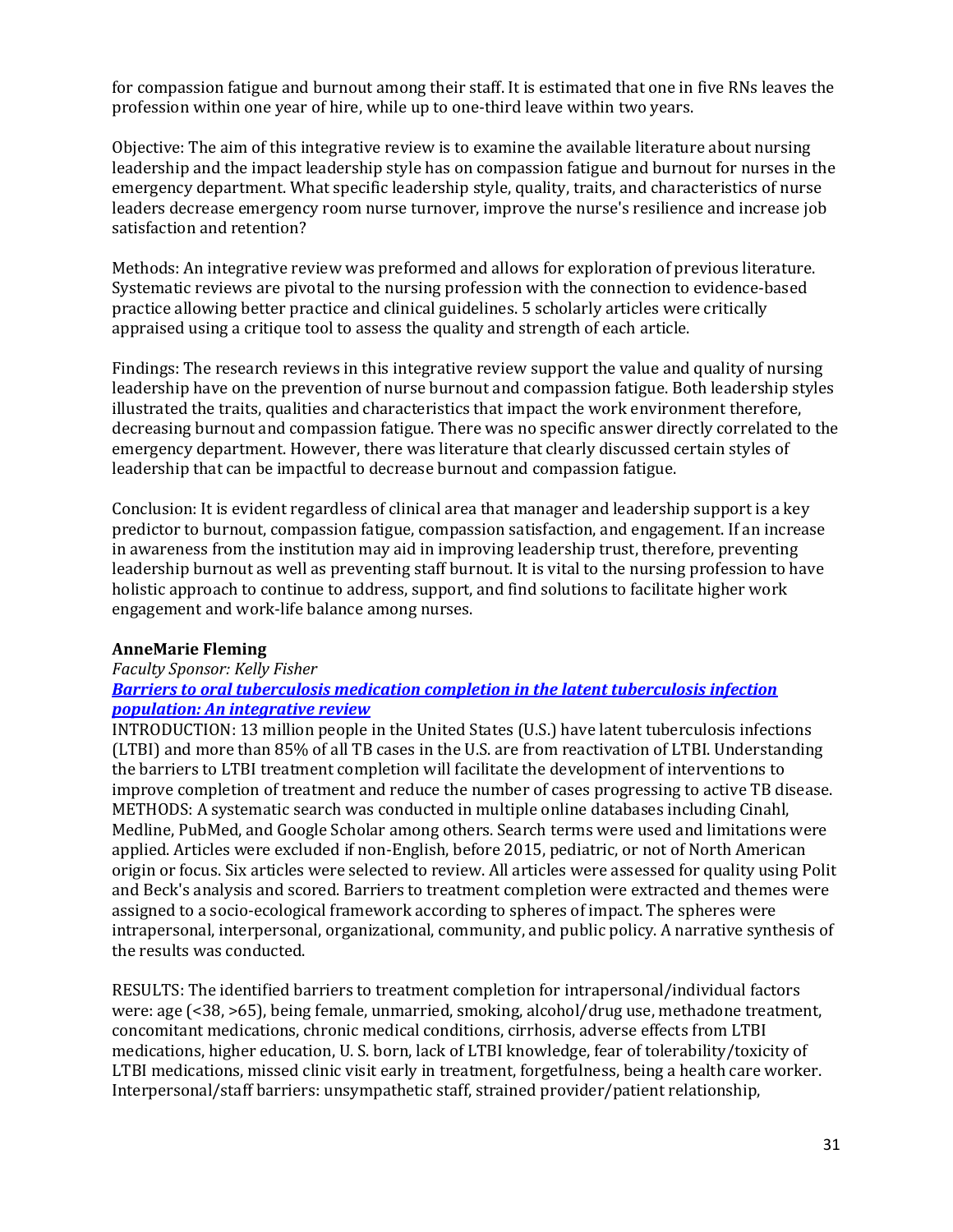for compassion fatigue and burnout among their staff. It is estimated that one in five RNs leaves the profession within one year of hire, while up to one-third leave within two years.

Objective: The aim of this integrative review is to examine the available literature about nursing leadership and the impact leadership style has on compassion fatigue and burnout for nurses in the emergency department. What specific leadership style, quality, traits, and characteristics of nurse leaders decrease emergency room nurse turnover, improve the nurse's resilience and increase job satisfaction and retention?

Methods: An integrative review was preformed and allows for exploration of previous literature. Systematic reviews are pivotal to the nursing profession with the connection to evidence-based practice allowing better practice and clinical guidelines. 5 scholarly articles were critically appraised using a critique tool to assess the quality and strength of each article.

Findings: The research reviews in this integrative review support the value and quality of nursing leadership have on the prevention of nurse burnout and compassion fatigue. Both leadership styles illustrated the traits, qualities and characteristics that impact the work environment therefore, decreasing burnout and compassion fatigue. There was no specific answer directly correlated to the emergency department. However, there was literature that clearly discussed certain styles of leadership that can be impactful to decrease burnout and compassion fatigue.

Conclusion: It is evident regardless of clinical area that manager and leadership support is a key predictor to burnout, compassion fatigue, compassion satisfaction, and engagement. If an increase in awareness from the institution may aid in improving leadership trust, therefore, preventing leadership burnout as well as preventing staff burnout. It is vital to the nursing profession to have holistic approach to continue to address, support, and find solutions to facilitate higher work engagement and work-life balance among nurses.

**AnneMarie Fleming**

*Faculty Sponsor: Kelly Fisher*

***Barriers to oral tuberculosis medication completion in the latent tuberculosis infection population: An integrative review***

INTRODUCTION: 13 million people in the United States (U.S.) have latent tuberculosis infections (LTBI) and more than 85% of all TB cases in the U.S. are from reactivation of LTBI. Understanding the barriers to LTBI treatment completion will facilitate the development of interventions to improve completion of treatment and reduce the number of cases progressing to active TB disease. METHODS: A systematic search was conducted in multiple online databases including Cinahl, Medline, PubMed, and Google Scholar among others. Search terms were used and limitations were applied. Articles were excluded if non-English, before 2015, pediatric, or not of North American origin or focus. Six articles were selected to review. All articles were assessed for quality using Polit and Beck's analysis and scored. Barriers to treatment completion were extracted and themes were assigned to a socio-ecological framework according to spheres of impact. The spheres were intrapersonal, interpersonal, organizational, community, and public policy. A narrative synthesis of the results was conducted.

RESULTS: The identified barriers to treatment completion for intrapersonal/individual factors were: age (<38, >65), being female, unmarried, smoking, alcohol/drug use, methadone treatment, concomitant medications, chronic medical conditions, cirrhosis, adverse effects from LTBI medications, higher education, U. S. born, lack of LTBI knowledge, fear of tolerability/toxicity of LTBI medications, missed clinic visit early in treatment, forgetfulness, being a health care worker. Interpersonal/staff barriers: unsympathetic staff, strained provider/patient relationship,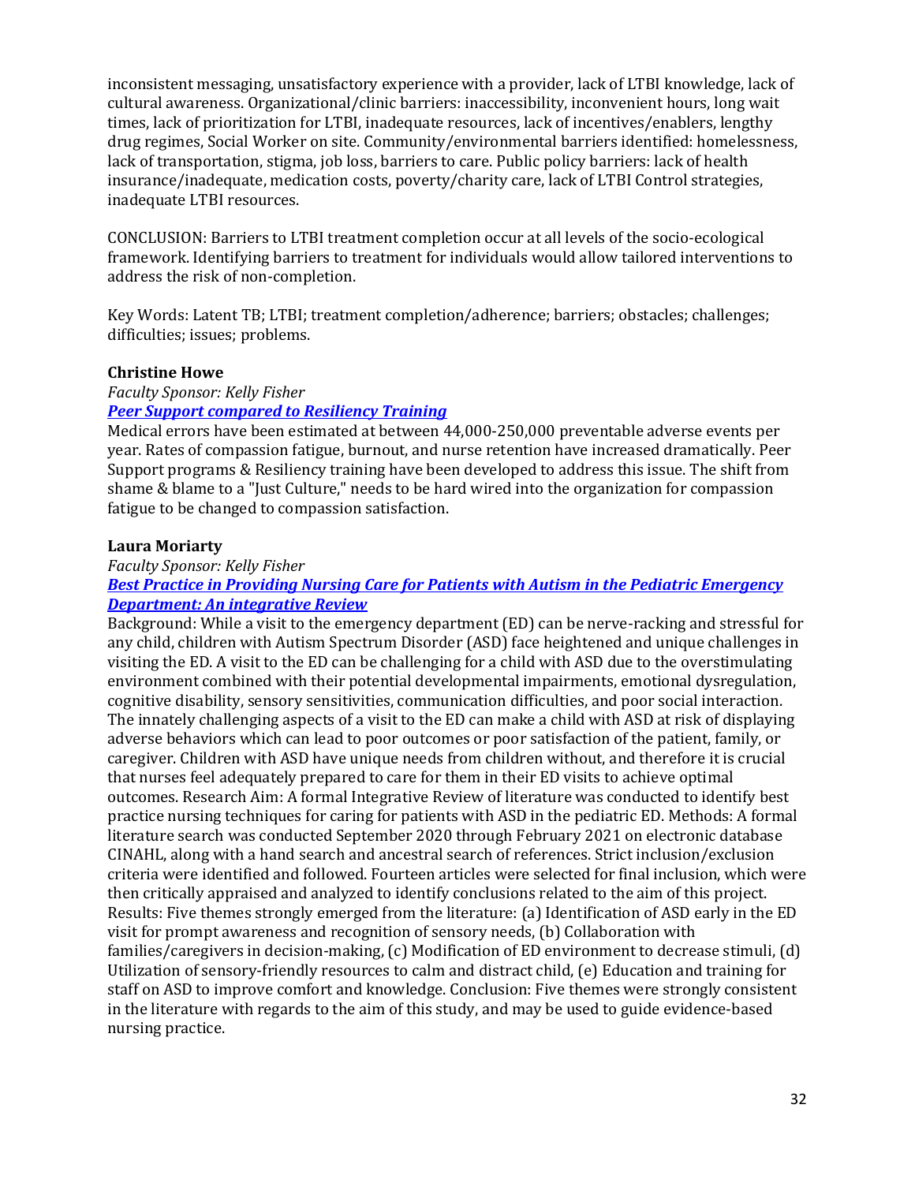inconsistent messaging, unsatisfactory experience with a provider, lack of LTBI knowledge, lack of cultural awareness. Organizational/clinic barriers: inaccessibility, inconvenient hours, long wait times, lack of prioritization for LTBI, inadequate resources, lack of incentives/enablers, lengthy drug regimes, Social Worker on site. Community/environmental barriers identified: homelessness, lack of transportation, stigma, job loss, barriers to care. Public policy barriers: lack of health insurance/inadequate, medication costs, poverty/charity care, lack of LTBI Control strategies, inadequate LTBI resources.

CONCLUSION: Barriers to LTBI treatment completion occur at all levels of the socio-ecological framework. Identifying barriers to treatment for individuals would allow tailored interventions to address the risk of non-completion.

Key Words: Latent TB; LTBI; treatment completion/adherence; barriers; obstacles; challenges; difficulties; issues; problems.

**Christine Howe**

*Faculty Sponsor: Kelly Fisher*

***Peer Support compared to Resiliency Training***

Medical errors have been estimated at between 44,000-250,000 preventable adverse events per year. Rates of compassion fatigue, burnout, and nurse retention have increased dramatically. Peer Support programs & Resiliency training have been developed to address this issue. The shift from shame & blame to a "Just Culture," needs to be hard wired into the organization for compassion fatigue to be changed to compassion satisfaction.

**Laura Moriarty**

*Faculty Sponsor: Kelly Fisher*

***Best Practice in Providing Nursing Care for Patients with Autism in the Pediatric Emergency Department: An integrative Review***

Background: While a visit to the emergency department (ED) can be nerve-racking and stressful for any child, children with Autism Spectrum Disorder (ASD) face heightened and unique challenges in visiting the ED. A visit to the ED can be challenging for a child with ASD due to the overstimulating environment combined with their potential developmental impairments, emotional dysregulation, cognitive disability, sensory sensitivities, communication difficulties, and poor social interaction. The innately challenging aspects of a visit to the ED can make a child with ASD at risk of displaying adverse behaviors which can lead to poor outcomes or poor satisfaction of the patient, family, or caregiver. Children with ASD have unique needs from children without, and therefore it is crucial that nurses feel adequately prepared to care for them in their ED visits to achieve optimal outcomes. Research Aim: A formal Integrative Review of literature was conducted to identify best practice nursing techniques for caring for patients with ASD in the pediatric ED. Methods: A formal literature search was conducted September 2020 through February 2021 on electronic database CINAHL, along with a hand search and ancestral search of references. Strict inclusion/exclusion criteria were identified and followed. Fourteen articles were selected for final inclusion, which were then critically appraised and analyzed to identify conclusions related to the aim of this project. Results: Five themes strongly emerged from the literature: (a) Identification of ASD early in the ED visit for prompt awareness and recognition of sensory needs, (b) Collaboration with families/caregivers in decision-making, (c) Modification of ED environment to decrease stimuli, (d) Utilization of sensory-friendly resources to calm and distract child, (e) Education and training for staff on ASD to improve comfort and knowledge. Conclusion: Five themes were strongly consistent in the literature with regards to the aim of this study, and may be used to guide evidence-based nursing practice.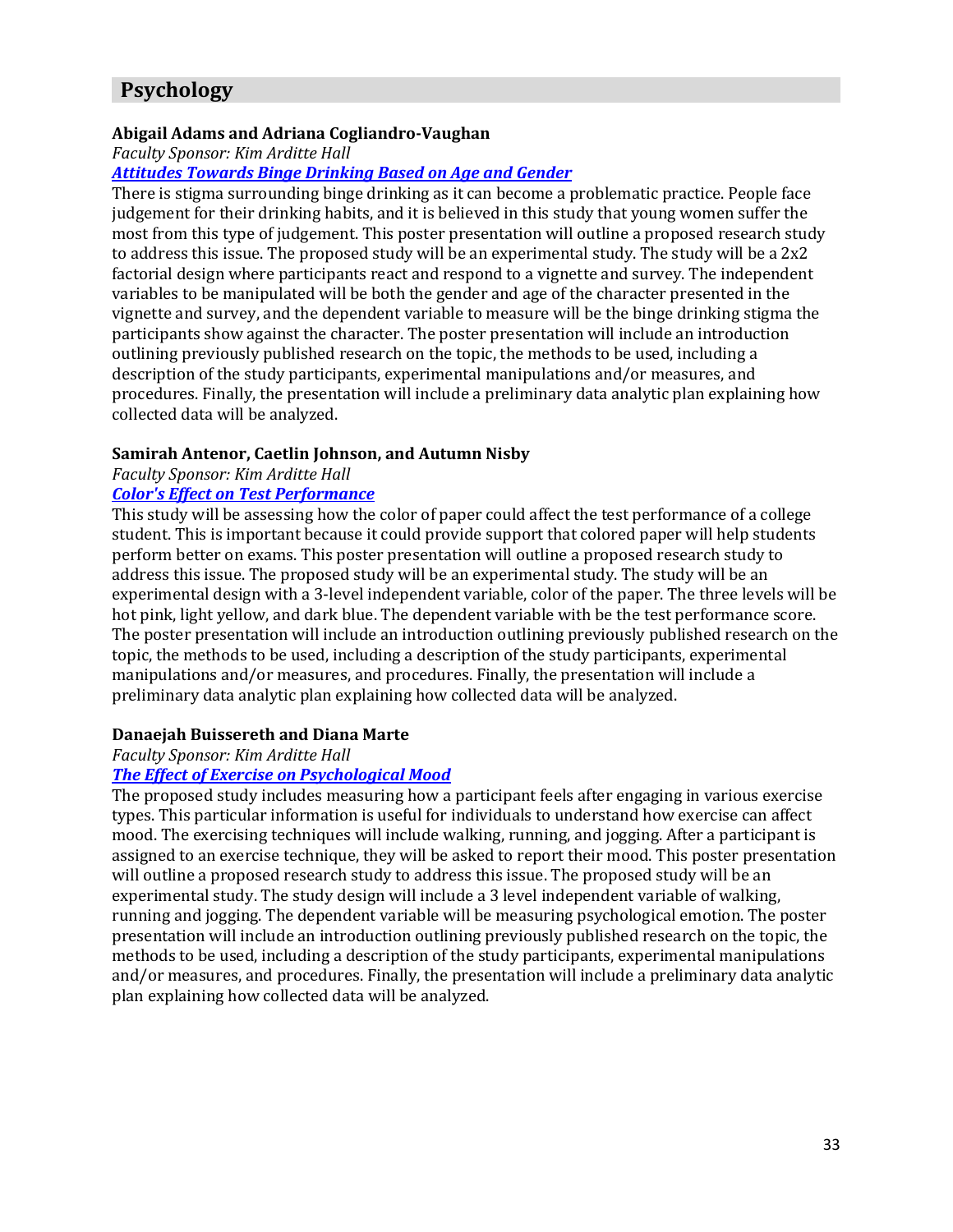## Psychology

**Abigail Adams and Adriana Cogliandro-Vaughan**

*Faculty Sponsor: Kim Arditte Hall*

***Attitudes Towards Binge Drinking Based on Age and Gender***

There is stigma surrounding binge drinking as it can become a problematic practice. People face judgement for their drinking habits, and it is believed in this study that young women suffer the most from this type of judgement. This poster presentation will outline a proposed research study to address this issue. The proposed study will be an experimental study. The study will be a 2x2 factorial design where participants react and respond to a vignette and survey. The independent variables to be manipulated will be both the gender and age of the character presented in the vignette and survey, and the dependent variable to measure will be the binge drinking stigma the participants show against the character. The poster presentation will include an introduction outlining previously published research on the topic, the methods to be used, including a description of the study participants, experimental manipulations and/or measures, and procedures. Finally, the presentation will include a preliminary data analytic plan explaining how collected data will be analyzed.

**Samirah Antenor, Caetlin Johnson, and Autumn Nisby**

*Faculty Sponsor: Kim Arditte Hall*

***Color's Effect on Test Performance***

This study will be assessing how the color of paper could affect the test performance of a college student. This is important because it could provide support that colored paper will help students perform better on exams. This poster presentation will outline a proposed research study to address this issue. The proposed study will be an experimental study. The study will be an experimental design with a 3-level independent variable, color of the paper. The three levels will be hot pink, light yellow, and dark blue. The dependent variable with be the test performance score. The poster presentation will include an introduction outlining previously published research on the topic, the methods to be used, including a description of the study participants, experimental manipulations and/or measures, and procedures. Finally, the presentation will include a preliminary data analytic plan explaining how collected data will be analyzed.

**Danaejah Buissereth and Diana Marte**

*Faculty Sponsor: Kim Arditte Hall*

***The Effect of Exercise on Psychological Mood***

The proposed study includes measuring how a participant feels after engaging in various exercise types. This particular information is useful for individuals to understand how exercise can affect mood. The exercising techniques will include walking, running, and jogging. After a participant is assigned to an exercise technique, they will be asked to report their mood. This poster presentation will outline a proposed research study to address this issue. The proposed study will be an experimental study. The study design will include a 3 level independent variable of walking, running and jogging. The dependent variable will be measuring psychological emotion. The poster presentation will include an introduction outlining previously published research on the topic, the methods to be used, including a description of the study participants, experimental manipulations and/or measures, and procedures. Finally, the presentation will include a preliminary data analytic plan explaining how collected data will be analyzed.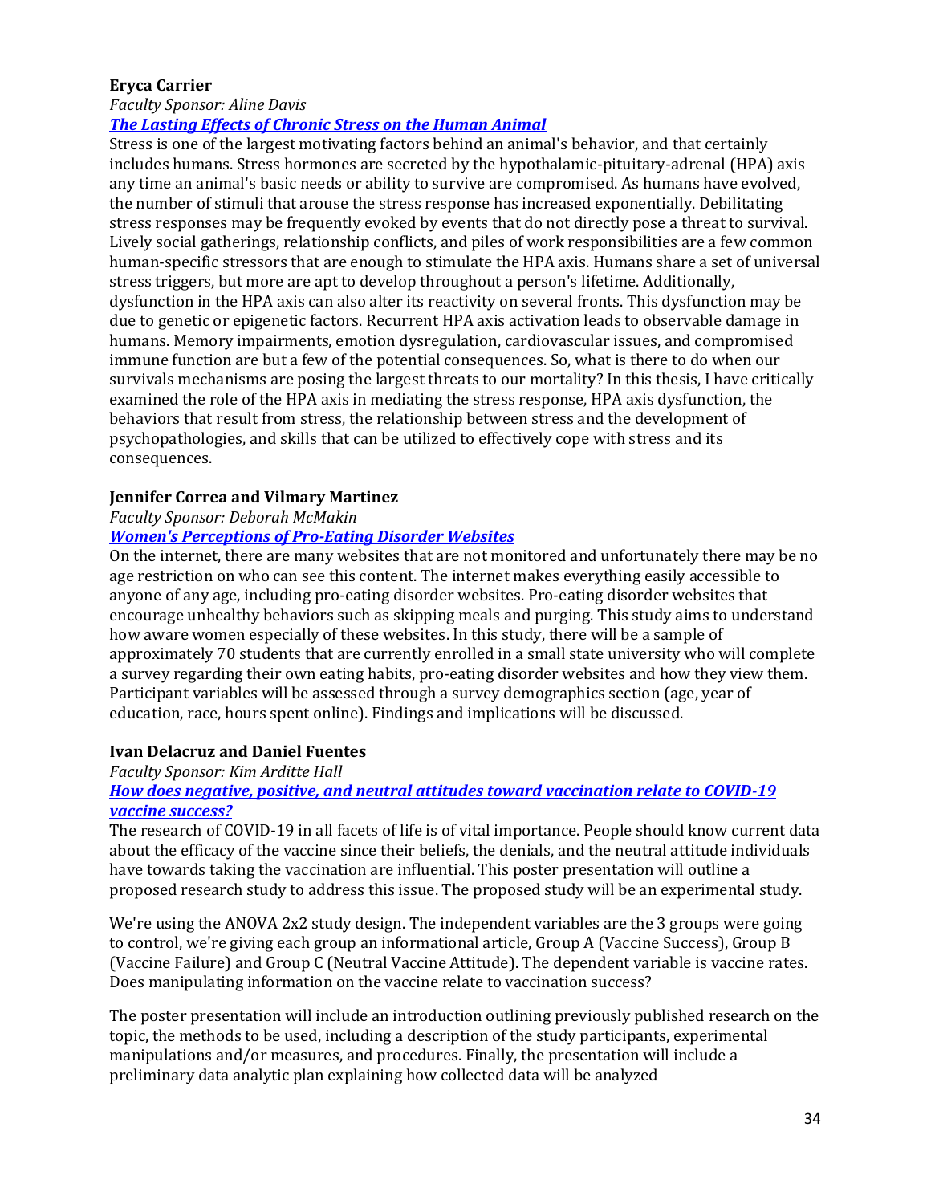**Eryca Carrier**

*Faculty Sponsor: Aline Davis*

***The Lasting Effects of Chronic Stress on the Human Animal***

Stress is one of the largest motivating factors behind an animal's behavior, and that certainly includes humans. Stress hormones are secreted by the hypothalamic-pituitary-adrenal (HPA) axis any time an animal's basic needs or ability to survive are compromised. As humans have evolved, the number of stimuli that arouse the stress response has increased exponentially. Debilitating stress responses may be frequently evoked by events that do not directly pose a threat to survival. Lively social gatherings, relationship conflicts, and piles of work responsibilities are a few common human-specific stressors that are enough to stimulate the HPA axis. Humans share a set of universal stress triggers, but more are apt to develop throughout a person's lifetime. Additionally, dysfunction in the HPA axis can also alter its reactivity on several fronts. This dysfunction may be due to genetic or epigenetic factors. Recurrent HPA axis activation leads to observable damage in humans. Memory impairments, emotion dysregulation, cardiovascular issues, and compromised immune function are but a few of the potential consequences. So, what is there to do when our survivals mechanisms are posing the largest threats to our mortality? In this thesis, I have critically examined the role of the HPA axis in mediating the stress response, HPA axis dysfunction, the behaviors that result from stress, the relationship between stress and the development of psychopathologies, and skills that can be utilized to effectively cope with stress and its consequences.

**Jennifer Correa and Vilmary Martinez**

*Faculty Sponsor: Deborah McMakin*

***Women's Perceptions of Pro-Eating Disorder Websites***

On the internet, there are many websites that are not monitored and unfortunately there may be no age restriction on who can see this content. The internet makes everything easily accessible to anyone of any age, including pro-eating disorder websites. Pro-eating disorder websites that encourage unhealthy behaviors such as skipping meals and purging. This study aims to understand how aware women especially of these websites. In this study, there will be a sample of approximately 70 students that are currently enrolled in a small state university who will complete a survey regarding their own eating habits, pro-eating disorder websites and how they view them. Participant variables will be assessed through a survey demographics section (age, year of education, race, hours spent online). Findings and implications will be discussed.

**Ivan Delacruz and Daniel Fuentes**

*Faculty Sponsor: Kim Arditte Hall*

***How does negative, positive, and neutral attitudes toward vaccination relate to COVID-19 vaccine success?***

The research of COVID-19 in all facets of life is of vital importance. People should know current data about the efficacy of the vaccine since their beliefs, the denials, and the neutral attitude individuals have towards taking the vaccination are influential. This poster presentation will outline a proposed research study to address this issue. The proposed study will be an experimental study.

We're using the ANOVA 2x2 study design. The independent variables are the 3 groups were going to control, we're giving each group an informational article, Group A (Vaccine Success), Group B (Vaccine Failure) and Group C (Neutral Vaccine Attitude). The dependent variable is vaccine rates. Does manipulating information on the vaccine relate to vaccination success?

The poster presentation will include an introduction outlining previously published research on the topic, the methods to be used, including a description of the study participants, experimental manipulations and/or measures, and procedures. Finally, the presentation will include a preliminary data analytic plan explaining how collected data will be analyzed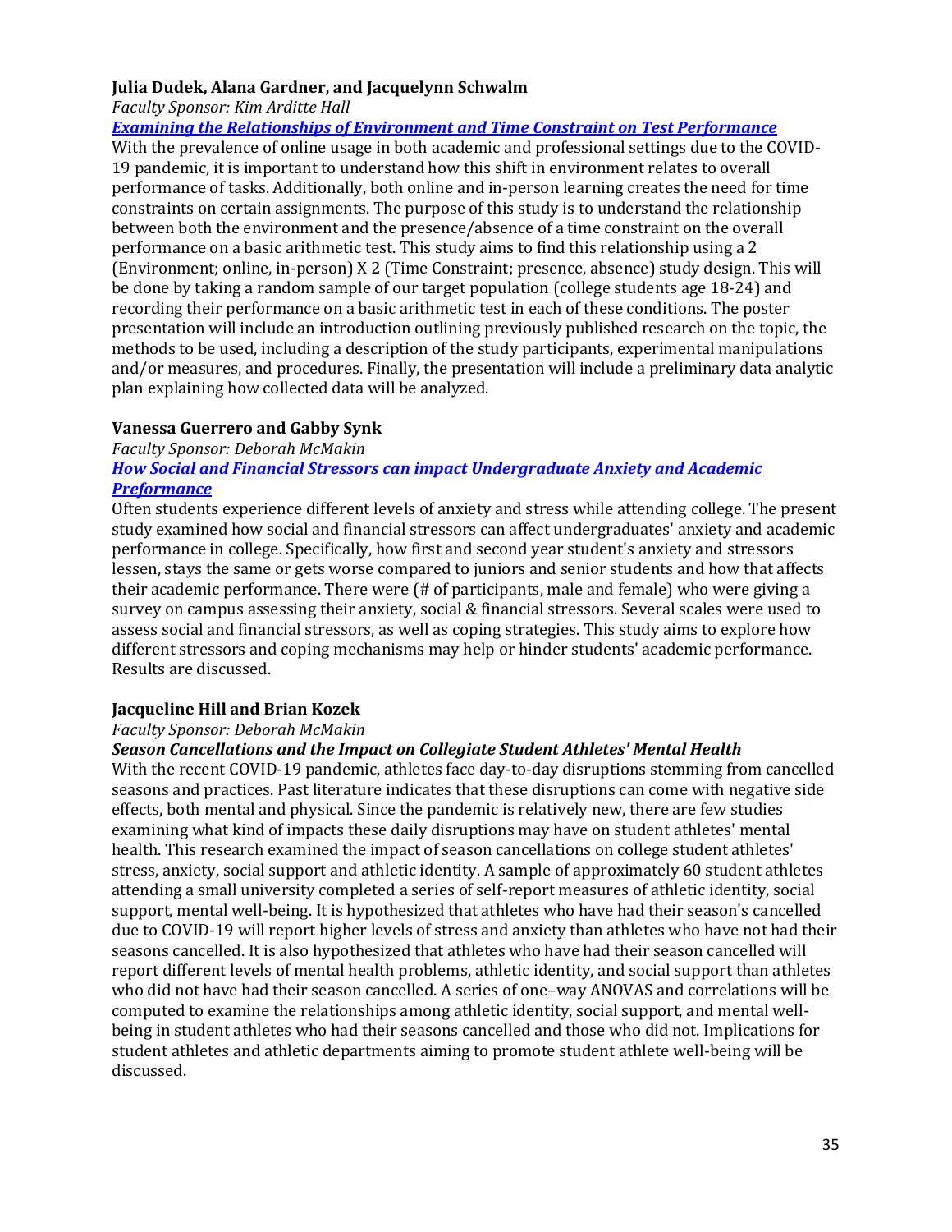**Julia Dudek, Alana Gardner, and Jacquelynn Schwalm**

*Faculty Sponsor: Kim Arditte Hall*

***Examining the Relationships of Environment and Time Constraint on Test Performance***

With the prevalence of online usage in both academic and professional settings due to the COVID-19 pandemic, it is important to understand how this shift in environment relates to overall performance of tasks. Additionally, both online and in-person learning creates the need for time constraints on certain assignments. The purpose of this study is to understand the relationship between both the environment and the presence/absence of a time constraint on the overall performance on a basic arithmetic test. This study aims to find this relationship using a 2 (Environment; online, in-person) X 2 (Time Constraint; presence, absence) study design. This will be done by taking a random sample of our target population (college students age 18-24) and recording their performance on a basic arithmetic test in each of these conditions. The poster presentation will include an introduction outlining previously published research on the topic, the methods to be used, including a description of the study participants, experimental manipulations and/or measures, and procedures. Finally, the presentation will include a preliminary data analytic plan explaining how collected data will be analyzed.

**Vanessa Guerrero and Gabby Synk**

*Faculty Sponsor: Deborah McMakin*

***How Social and Financial Stressors can impact Undergraduate Anxiety and Academic Preformance***

Often students experience different levels of anxiety and stress while attending college. The present study examined how social and financial stressors can affect undergraduates' anxiety and academic performance in college. Specifically, how first and second year student's anxiety and stressors lessen, stays the same or gets worse compared to juniors and senior students and how that affects their academic performance. There were (# of participants, male and female) who were giving a survey on campus assessing their anxiety, social & financial stressors. Several scales were used to assess social and financial stressors, as well as coping strategies. This study aims to explore how different stressors and coping mechanisms may help or hinder students' academic performance. Results are discussed.

**Jacqueline Hill and Brian Kozek**

*Faculty Sponsor: Deborah McMakin*

***Season Cancellations and the Impact on Collegiate Student Athletes' Mental Health***

With the recent COVID-19 pandemic, athletes face day-to-day disruptions stemming from cancelled seasons and practices. Past literature indicates that these disruptions can come with negative side effects, both mental and physical. Since the pandemic is relatively new, there are few studies examining what kind of impacts these daily disruptions may have on student athletes' mental health. This research examined the impact of season cancellations on college student athletes' stress, anxiety, social support and athletic identity. A sample of approximately 60 student athletes attending a small university completed a series of self-report measures of athletic identity, social support, mental well-being. It is hypothesized that athletes who have had their season's cancelled due to COVID-19 will report higher levels of stress and anxiety than athletes who have not had their seasons cancelled. It is also hypothesized that athletes who have had their season cancelled will report different levels of mental health problems, athletic identity, and social support than athletes who did not have had their season cancelled. A series of one–way ANOVAS and correlations will be computed to examine the relationships among athletic identity, social support, and mental well-being in student athletes who had their seasons cancelled and those who did not. Implications for student athletes and athletic departments aiming to promote student athlete well-being will be discussed.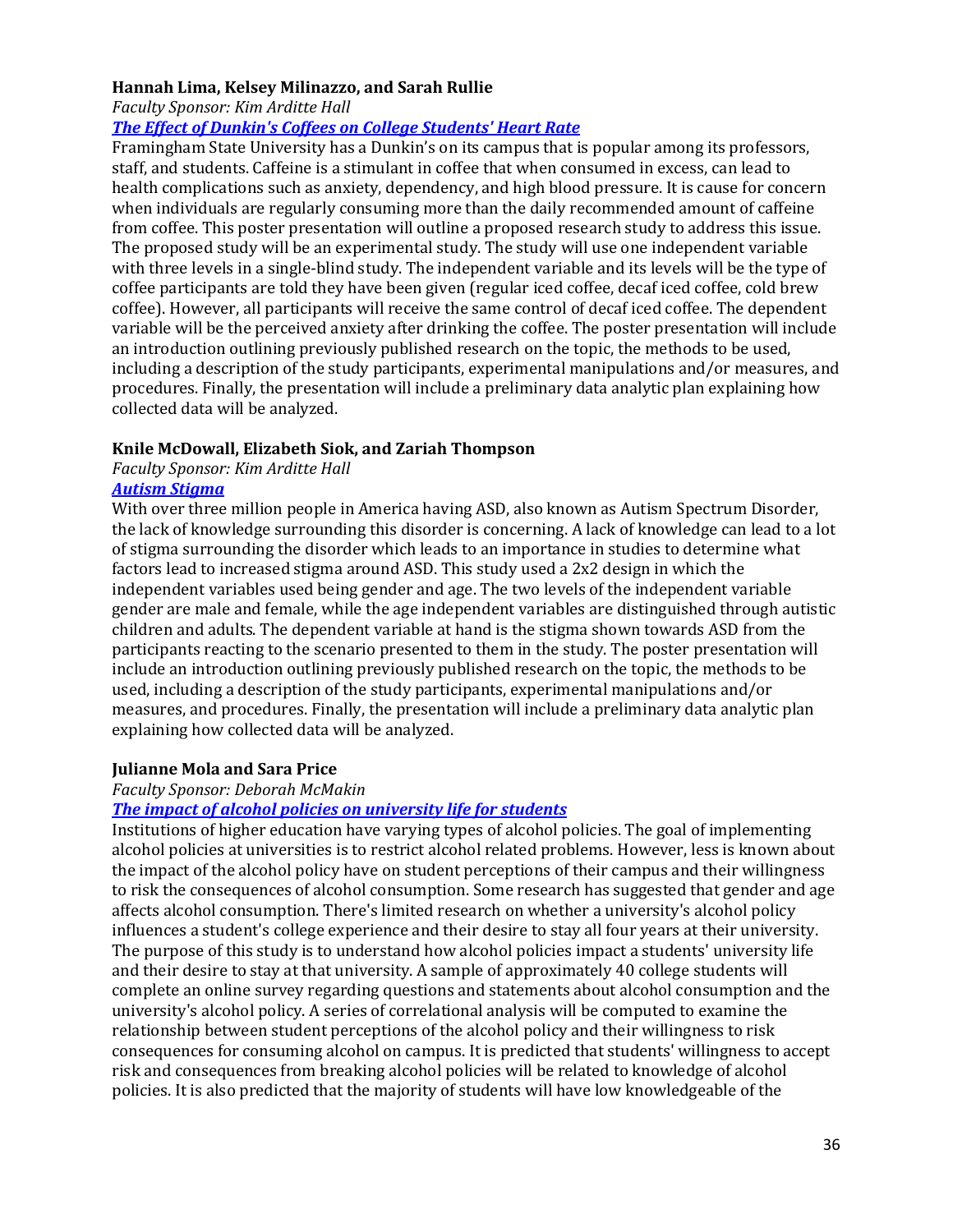**Hannah Lima, Kelsey Milinazzo, and Sarah Rullie**

*Faculty Sponsor: Kim Arditte Hall*

***The Effect of Dunkin's Coffees on College Students' Heart Rate***

Framingham State University has a Dunkin's on its campus that is popular among its professors, staff, and students. Caffeine is a stimulant in coffee that when consumed in excess, can lead to health complications such as anxiety, dependency, and high blood pressure. It is cause for concern when individuals are regularly consuming more than the daily recommended amount of caffeine from coffee. This poster presentation will outline a proposed research study to address this issue. The proposed study will be an experimental study. The study will use one independent variable with three levels in a single-blind study. The independent variable and its levels will be the type of coffee participants are told they have been given (regular iced coffee, decaf iced coffee, cold brew coffee). However, all participants will receive the same control of decaf iced coffee. The dependent variable will be the perceived anxiety after drinking the coffee. The poster presentation will include an introduction outlining previously published research on the topic, the methods to be used, including a description of the study participants, experimental manipulations and/or measures, and procedures. Finally, the presentation will include a preliminary data analytic plan explaining how collected data will be analyzed.

**Knile McDowall, Elizabeth Siok, and Zariah Thompson**

*Faculty Sponsor: Kim Arditte Hall*

***Autism Stigma***

With over three million people in America having ASD, also known as Autism Spectrum Disorder, the lack of knowledge surrounding this disorder is concerning. A lack of knowledge can lead to a lot of stigma surrounding the disorder which leads to an importance in studies to determine what factors lead to increased stigma around ASD. This study used a 2x2 design in which the independent variables used being gender and age. The two levels of the independent variable gender are male and female, while the age independent variables are distinguished through autistic children and adults. The dependent variable at hand is the stigma shown towards ASD from the participants reacting to the scenario presented to them in the study. The poster presentation will include an introduction outlining previously published research on the topic, the methods to be used, including a description of the study participants, experimental manipulations and/or measures, and procedures. Finally, the presentation will include a preliminary data analytic plan explaining how collected data will be analyzed.

**Julianne Mola and Sara Price**

*Faculty Sponsor: Deborah McMakin*

***The impact of alcohol policies on university life for students***

Institutions of higher education have varying types of alcohol policies. The goal of implementing alcohol policies at universities is to restrict alcohol related problems. However, less is known about the impact of the alcohol policy have on student perceptions of their campus and their willingness to risk the consequences of alcohol consumption. Some research has suggested that gender and age affects alcohol consumption. There's limited research on whether a university's alcohol policy influences a student's college experience and their desire to stay all four years at their university. The purpose of this study is to understand how alcohol policies impact a students' university life and their desire to stay at that university. A sample of approximately 40 college students will complete an online survey regarding questions and statements about alcohol consumption and the university's alcohol policy. A series of correlational analysis will be computed to examine the relationship between student perceptions of the alcohol policy and their willingness to risk consequences for consuming alcohol on campus. It is predicted that students' willingness to accept risk and consequences from breaking alcohol policies will be related to knowledge of alcohol policies. It is also predicted that the majority of students will have low knowledgeable of the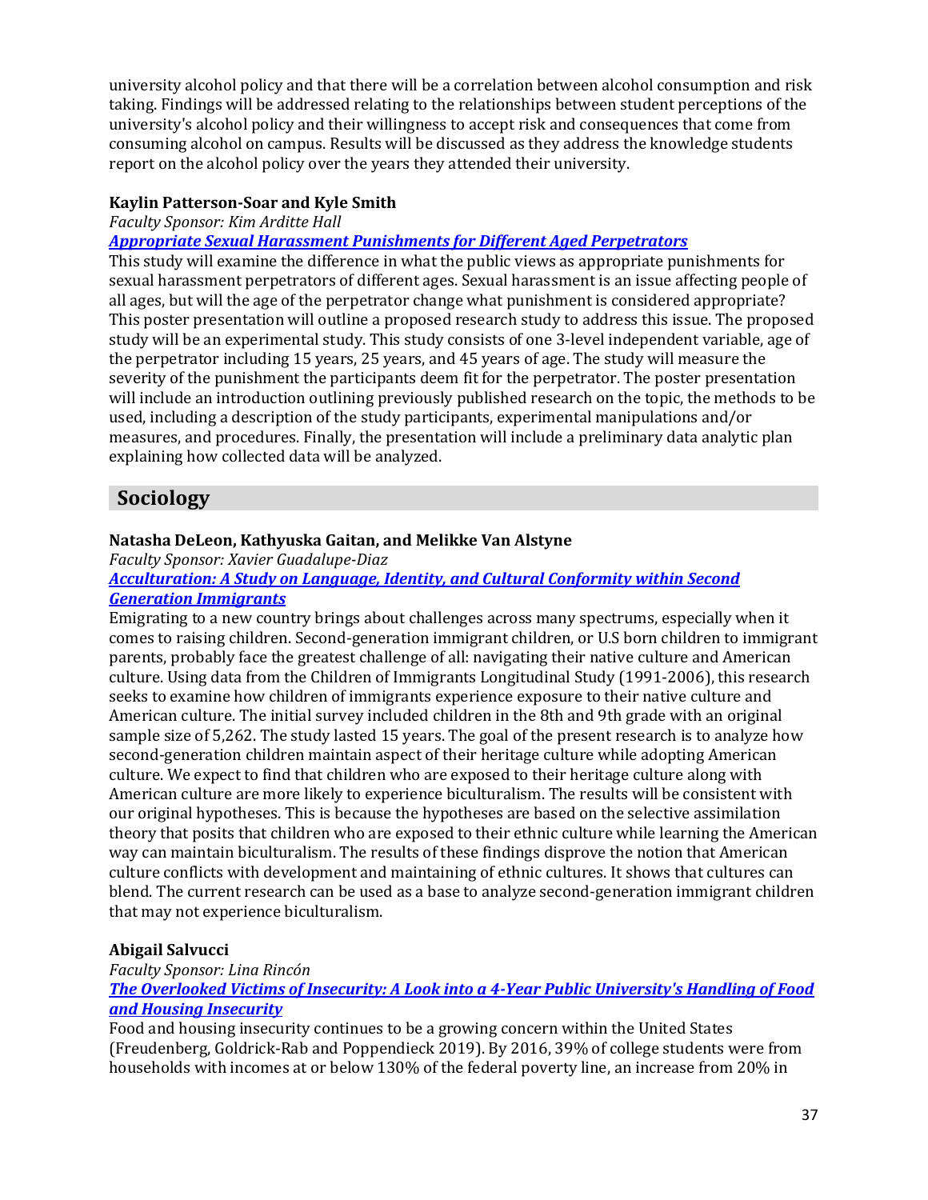university alcohol policy and that there will be a correlation between alcohol consumption and risk taking. Findings will be addressed relating to the relationships between student perceptions of the university's alcohol policy and their willingness to accept risk and consequences that come from consuming alcohol on campus. Results will be discussed as they address the knowledge students report on the alcohol policy over the years they attended their university.

**Kaylin Patterson-Soar and Kyle Smith**

*Faculty Sponsor: Kim Arditte Hall*

***Appropriate Sexual Harassment Punishments for Different Aged Perpetrators***

This study will examine the difference in what the public views as appropriate punishments for sexual harassment perpetrators of different ages. Sexual harassment is an issue affecting people of all ages, but will the age of the perpetrator change what punishment is considered appropriate? This poster presentation will outline a proposed research study to address this issue. The proposed study will be an experimental study. This study consists of one 3-level independent variable, age of the perpetrator including 15 years, 25 years, and 45 years of age. The study will measure the severity of the punishment the participants deem fit for the perpetrator. The poster presentation will include an introduction outlining previously published research on the topic, the methods to be used, including a description of the study participants, experimental manipulations and/or measures, and procedures. Finally, the presentation will include a preliminary data analytic plan explaining how collected data will be analyzed.

## Sociology

**Natasha DeLeon, Kathyuska Gaitan, and Melikke Van Alstyne**

*Faculty Sponsor: Xavier Guadalupe-Diaz*

***Acculturation: A Study on Language, Identity, and Cultural Conformity within Second Generation Immigrants***

Emigrating to a new country brings about challenges across many spectrums, especially when it comes to raising children. Second-generation immigrant children, or U.S born children to immigrant parents, probably face the greatest challenge of all: navigating their native culture and American culture. Using data from the Children of Immigrants Longitudinal Study (1991-2006), this research seeks to examine how children of immigrants experience exposure to their native culture and American culture. The initial survey included children in the 8th and 9th grade with an original sample size of 5,262. The study lasted 15 years. The goal of the present research is to analyze how second-generation children maintain aspect of their heritage culture while adopting American culture. We expect to find that children who are exposed to their heritage culture along with American culture are more likely to experience biculturalism. The results will be consistent with our original hypotheses. This is because the hypotheses are based on the selective assimilation theory that posits that children who are exposed to their ethnic culture while learning the American way can maintain biculturalism. The results of these findings disprove the notion that American culture conflicts with development and maintaining of ethnic cultures. It shows that cultures can blend. The current research can be used as a base to analyze second-generation immigrant children that may not experience biculturalism.

**Abigail Salvucci**

*Faculty Sponsor: Lina Rincón*

***The Overlooked Victims of Insecurity: A Look into a 4-Year Public University's Handling of Food and Housing Insecurity***

Food and housing insecurity continues to be a growing concern within the United States (Freudenberg, Goldrick-Rab and Poppendieck 2019). By 2016, 39% of college students were from households with incomes at or below 130% of the federal poverty line, an increase from 20% in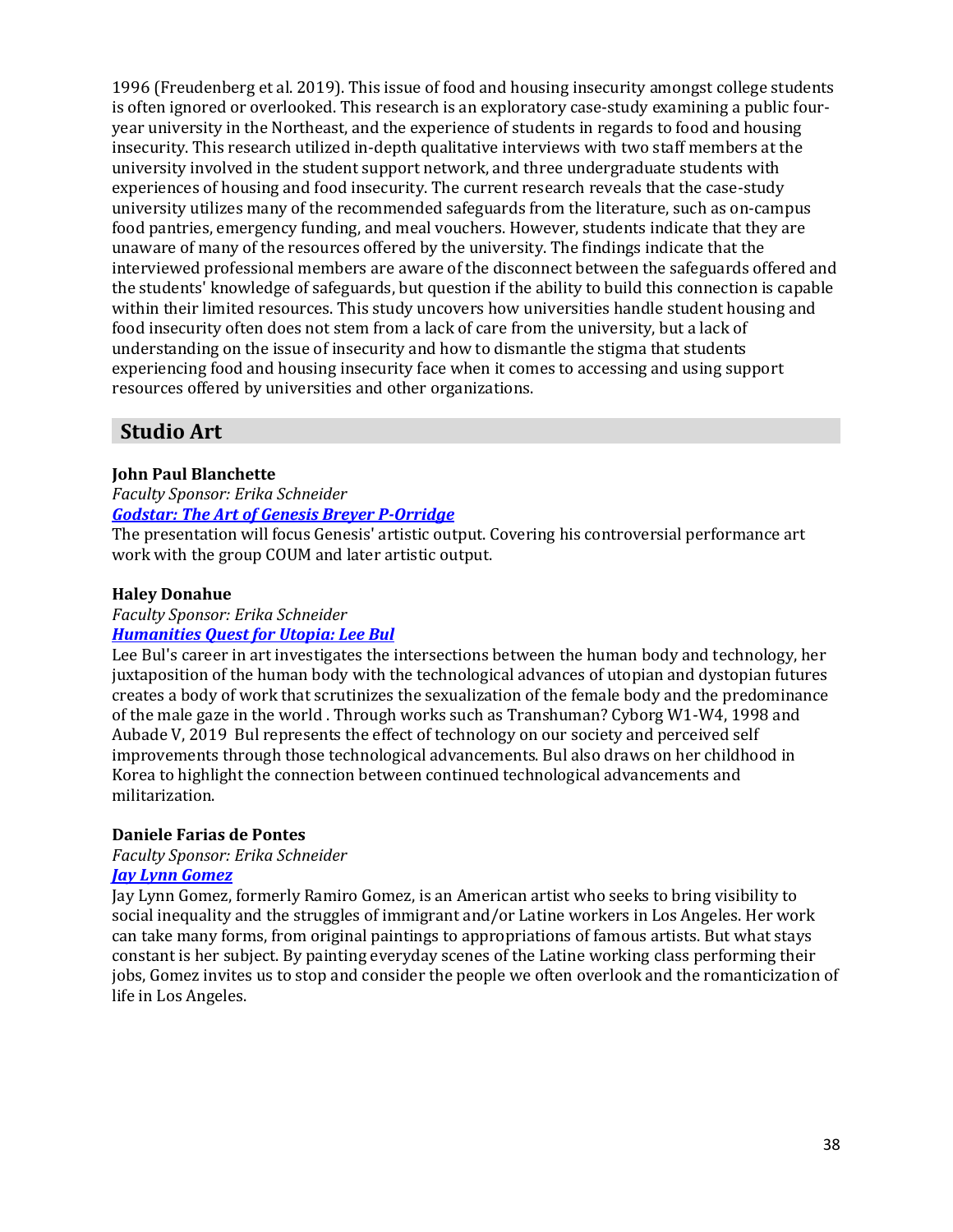1996 (Freudenberg et al. 2019). This issue of food and housing insecurity amongst college students is often ignored or overlooked. This research is an exploratory case-study examining a public four-year university in the Northeast, and the experience of students in regards to food and housing insecurity. This research utilized in-depth qualitative interviews with two staff members at the university involved in the student support network, and three undergraduate students with experiences of housing and food insecurity. The current research reveals that the case-study university utilizes many of the recommended safeguards from the literature, such as on-campus food pantries, emergency funding, and meal vouchers. However, students indicate that they are unaware of many of the resources offered by the university. The findings indicate that the interviewed professional members are aware of the disconnect between the safeguards offered and the students' knowledge of safeguards, but question if the ability to build this connection is capable within their limited resources. This study uncovers how universities handle student housing and food insecurity often does not stem from a lack of care from the university, but a lack of understanding on the issue of insecurity and how to dismantle the stigma that students experiencing food and housing insecurity face when it comes to accessing and using support resources offered by universities and other organizations.

## Studio Art

**John Paul Blanchette**

*Faculty Sponsor: Erika Schneider*

***Godstar: The Art of Genesis Breyer P-Orridge***

The presentation will focus Genesis' artistic output. Covering his controversial performance art work with the group COUM and later artistic output.

**Haley Donahue**

*Faculty Sponsor: Erika Schneider*

***Humanities Quest for Utopia: Lee Bul***

Lee Bul's career in art investigates the intersections between the human body and technology, her juxtaposition of the human body with the technological advances of utopian and dystopian futures creates a body of work that scrutinizes the sexualization of the female body and the predominance of the male gaze in the world . Through works such as Transhuman? Cyborg W1-W4, 1998 and Aubade V, 2019 Bul represents the effect of technology on our society and perceived self improvements through those technological advancements. Bul also draws on her childhood in Korea to highlight the connection between continued technological advancements and militarization.

**Daniele Farias de Pontes**

*Faculty Sponsor: Erika Schneider*

***Jay Lynn Gomez***

Jay Lynn Gomez, formerly Ramiro Gomez, is an American artist who seeks to bring visibility to social inequality and the struggles of immigrant and/or Latine workers in Los Angeles. Her work can take many forms, from original paintings to appropriations of famous artists. But what stays constant is her subject. By painting everyday scenes of the Latine working class performing their jobs, Gomez invites us to stop and consider the people we often overlook and the romanticization of life in Los Angeles.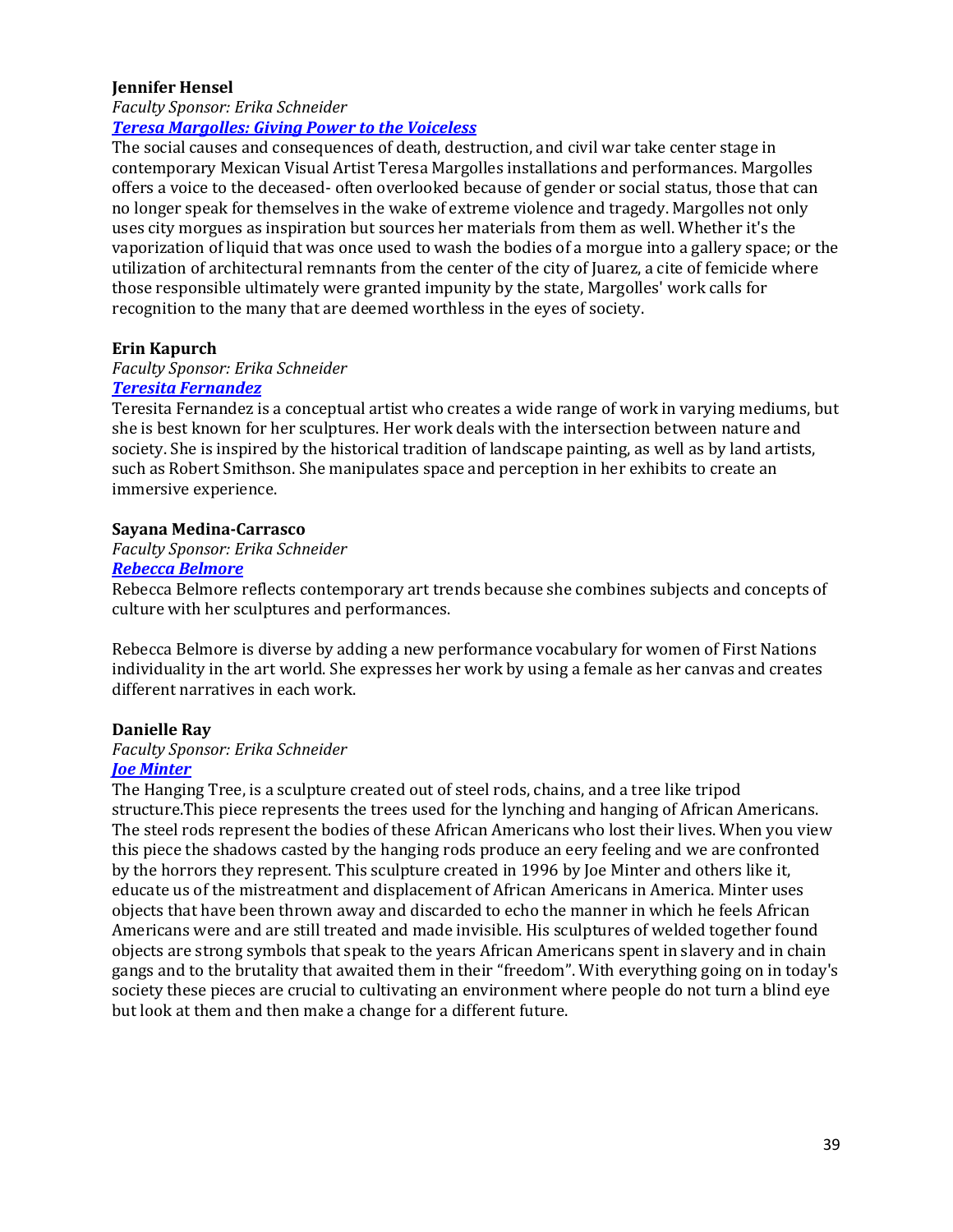**Jennifer Hensel**

*Faculty Sponsor: Erika Schneider*

***Teresa Margolles: Giving Power to the Voiceless***

The social causes and consequences of death, destruction, and civil war take center stage in contemporary Mexican Visual Artist Teresa Margolles installations and performances. Margolles offers a voice to the deceased- often overlooked because of gender or social status, those that can no longer speak for themselves in the wake of extreme violence and tragedy. Margolles not only uses city morgues as inspiration but sources her materials from them as well. Whether it's the vaporization of liquid that was once used to wash the bodies of a morgue into a gallery space; or the utilization of architectural remnants from the center of the city of Juarez, a cite of femicide where those responsible ultimately were granted impunity by the state, Margolles' work calls for recognition to the many that are deemed worthless in the eyes of society.

**Erin Kapurch**

*Faculty Sponsor: Erika Schneider*

***Teresita Fernandez***

Teresita Fernandez is a conceptual artist who creates a wide range of work in varying mediums, but she is best known for her sculptures. Her work deals with the intersection between nature and society. She is inspired by the historical tradition of landscape painting, as well as by land artists, such as Robert Smithson. She manipulates space and perception in her exhibits to create an immersive experience.

**Sayana Medina-Carrasco**

*Faculty Sponsor: Erika Schneider*

***Rebecca Belmore***

Rebecca Belmore reflects contemporary art trends because she combines subjects and concepts of culture with her sculptures and performances.

Rebecca Belmore is diverse by adding a new performance vocabulary for women of First Nations individuality in the art world. She expresses her work by using a female as her canvas and creates different narratives in each work.

**Danielle Ray**

*Faculty Sponsor: Erika Schneider*

***Joe Minter***

The Hanging Tree, is a sculpture created out of steel rods, chains, and a tree like tripod structure.This piece represents the trees used for the lynching and hanging of African Americans. The steel rods represent the bodies of these African Americans who lost their lives. When you view this piece the shadows casted by the hanging rods produce an eery feeling and we are confronted by the horrors they represent. This sculpture created in 1996 by Joe Minter and others like it, educate us of the mistreatment and displacement of African Americans in America. Minter uses objects that have been thrown away and discarded to echo the manner in which he feels African Americans were and are still treated and made invisible. His sculptures of welded together found objects are strong symbols that speak to the years African Americans spent in slavery and in chain gangs and to the brutality that awaited them in their "freedom". With everything going on in today's society these pieces are crucial to cultivating an environment where people do not turn a blind eye but look at them and then make a change for a different future.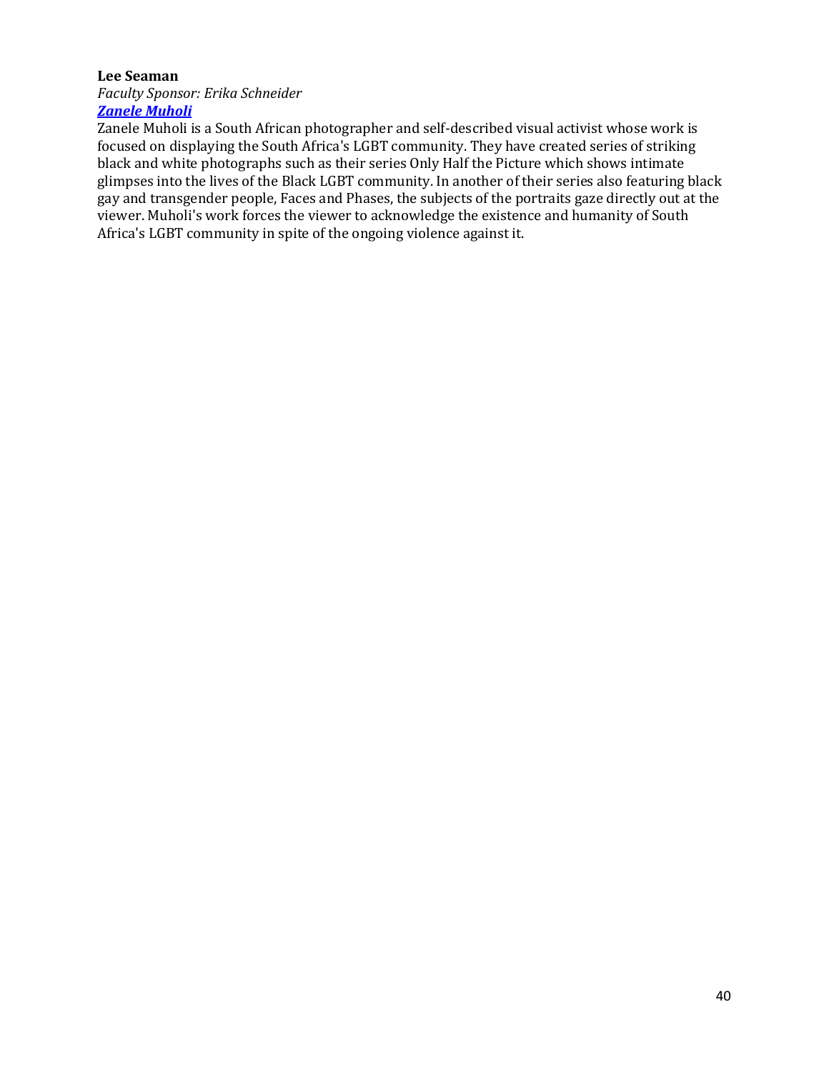**Lee Seaman**

*Faculty Sponsor: Erika Schneider*

***Zanele Muholi***

Zanele Muholi is a South African photographer and self-described visual activist whose work is focused on displaying the South Africa's LGBT community. They have created series of striking black and white photographs such as their series Only Half the Picture which shows intimate glimpses into the lives of the Black LGBT community. In another of their series also featuring black gay and transgender people, Faces and Phases, the subjects of the portraits gaze directly out at the viewer. Muholi's work forces the viewer to acknowledge the existence and humanity of South Africa's LGBT community in spite of the ongoing violence against it.